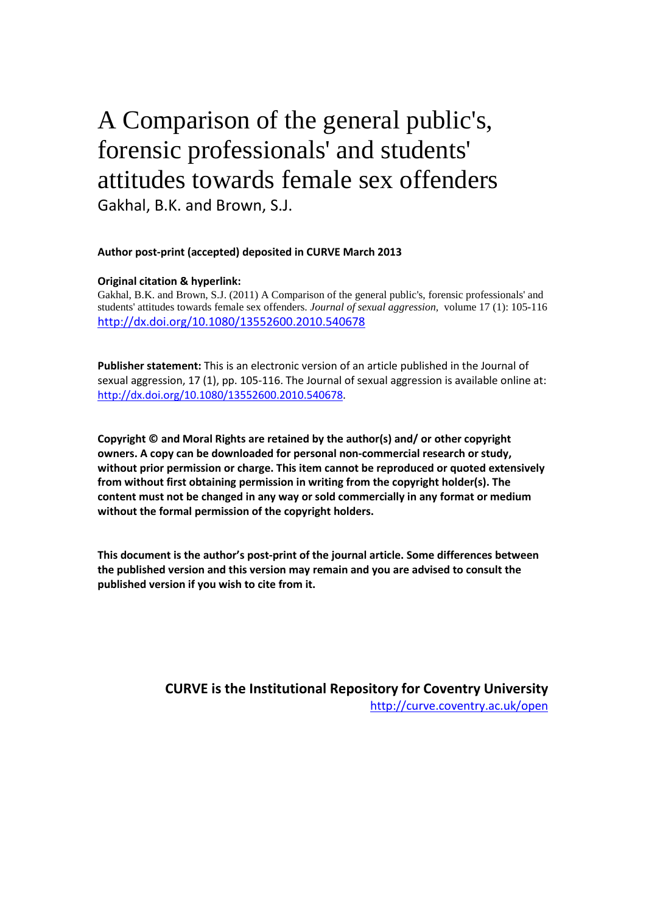# A Comparison of the general public's, forensic professionals' and students' attitudes towards female sex offenders

Gakhal, B.K. and Brown, S.J.

**Author post-print (accepted) deposited in CURVE March 2013**

**Original citation & hyperlink:**

Gakhal, B.K. and Brown, S.J. (2011) A Comparison of the general public's, forensic professionals' and students' attitudes towards female sex offenders. *Journal of sexual aggression*, volume 17 (1): 105-116
http://dx.doi.org/10.1080/13552600.2010.540678

**Publisher statement:** This is an electronic version of an article published in the Journal of sexual aggression, 17 (1), pp. 105-116. The Journal of sexual aggression is available online at: http://dx.doi.org/10.1080/13552600.2010.540678.

**Copyright © and Moral Rights are retained by the author(s) and/ or other copyright owners. A copy can be downloaded for personal non-commercial research or study, without prior permission or charge. This item cannot be reproduced or quoted extensively from without first obtaining permission in writing from the copyright holder(s). The content must not be changed in any way or sold commercially in any format or medium without the formal permission of the copyright holders.**

**This document is the author's post-print of the journal article. Some differences between the published version and this version may remain and you are advised to consult the published version if you wish to cite from it.**

**CURVE is the Institutional Repository for Coventry University**
http://curve.coventry.ac.uk/open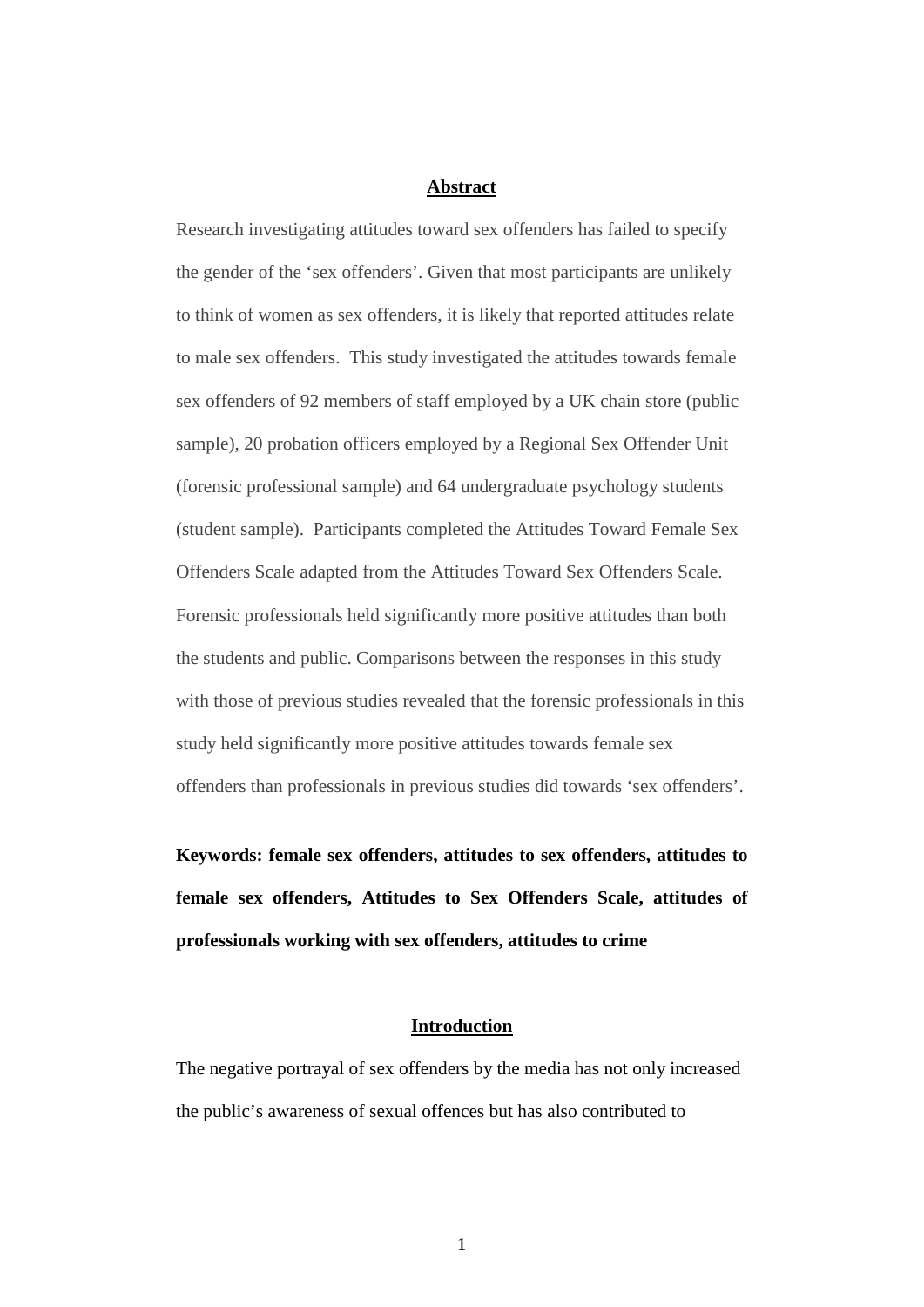## Abstract

Research investigating attitudes toward sex offenders has failed to specify the gender of the 'sex offenders'. Given that most participants are unlikely to think of women as sex offenders, it is likely that reported attitudes relate to male sex offenders. This study investigated the attitudes towards female sex offenders of 92 members of staff employed by a UK chain store (public sample), 20 probation officers employed by a Regional Sex Offender Unit (forensic professional sample) and 64 undergraduate psychology students (student sample). Participants completed the Attitudes Toward Female Sex Offenders Scale adapted from the Attitudes Toward Sex Offenders Scale. Forensic professionals held significantly more positive attitudes than both the students and public. Comparisons between the responses in this study with those of previous studies revealed that the forensic professionals in this study held significantly more positive attitudes towards female sex offenders than professionals in previous studies did towards 'sex offenders'.

**Keywords: female sex offenders, attitudes to sex offenders, attitudes to female sex offenders, Attitudes to Sex Offenders Scale, attitudes of professionals working with sex offenders, attitudes to crime**

## Introduction

The negative portrayal of sex offenders by the media has not only increased the public's awareness of sexual offences but has also contributed to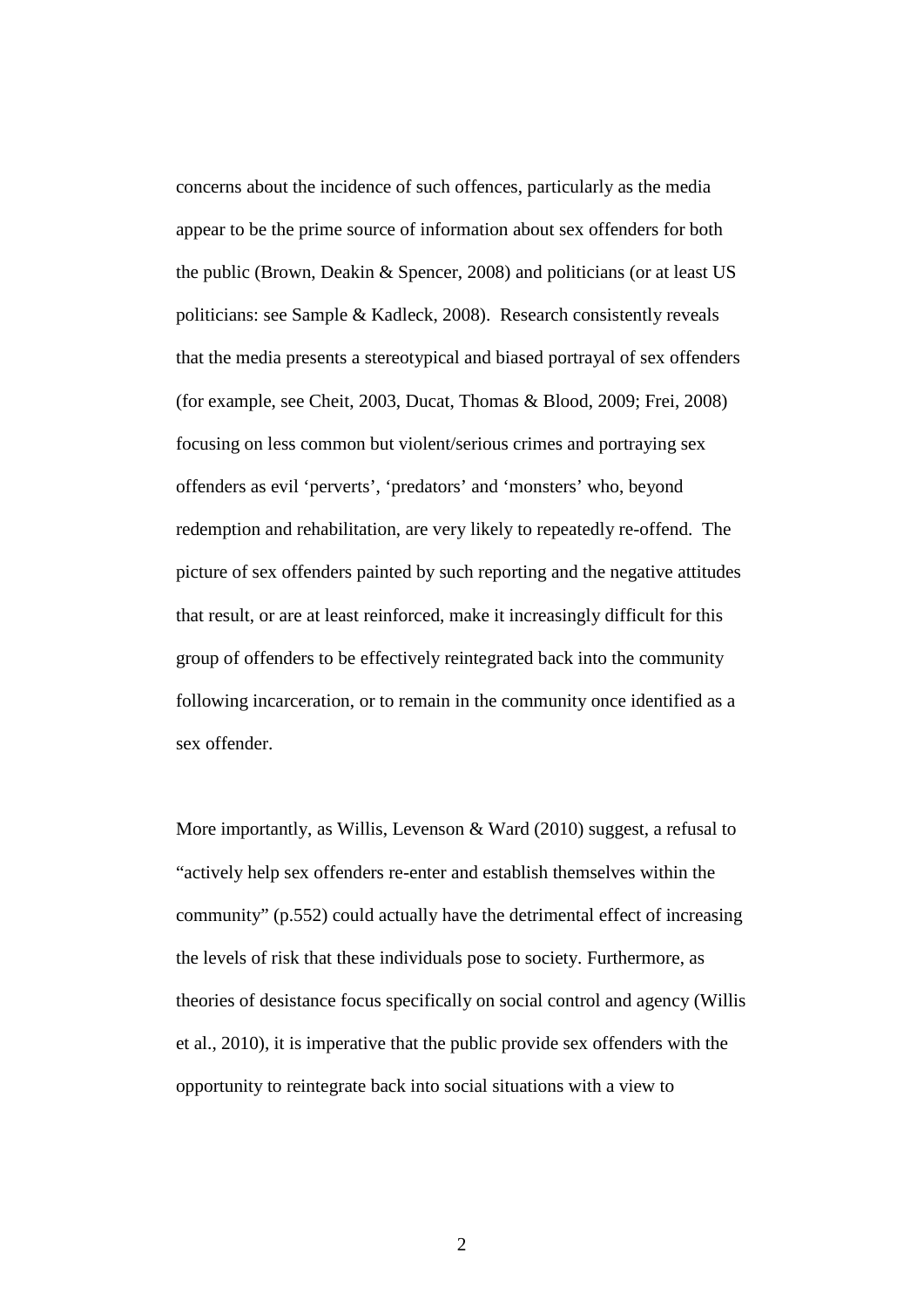concerns about the incidence of such offences, particularly as the media appear to be the prime source of information about sex offenders for both the public (Brown, Deakin & Spencer, 2008) and politicians (or at least US politicians: see Sample & Kadleck, 2008). Research consistently reveals that the media presents a stereotypical and biased portrayal of sex offenders (for example, see Cheit, 2003, Ducat, Thomas & Blood, 2009; Frei, 2008) focusing on less common but violent/serious crimes and portraying sex offenders as evil 'perverts', 'predators' and 'monsters' who, beyond redemption and rehabilitation, are very likely to repeatedly re-offend. The picture of sex offenders painted by such reporting and the negative attitudes that result, or are at least reinforced, make it increasingly difficult for this group of offenders to be effectively reintegrated back into the community following incarceration, or to remain in the community once identified as a sex offender.

More importantly, as Willis, Levenson & Ward (2010) suggest, a refusal to "actively help sex offenders re-enter and establish themselves within the community" (p.552) could actually have the detrimental effect of increasing the levels of risk that these individuals pose to society. Furthermore, as theories of desistance focus specifically on social control and agency (Willis et al., 2010), it is imperative that the public provide sex offenders with the opportunity to reintegrate back into social situations with a view to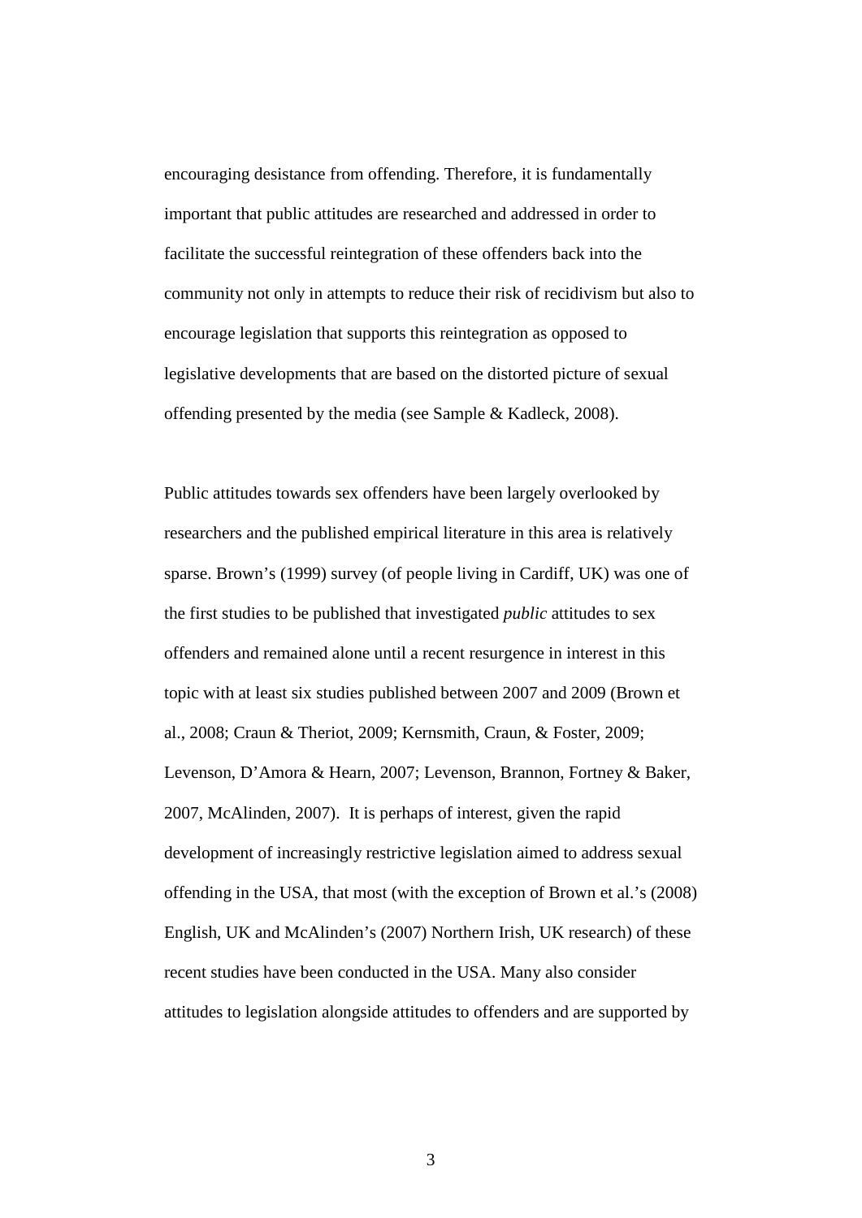encouraging desistance from offending. Therefore, it is fundamentally important that public attitudes are researched and addressed in order to facilitate the successful reintegration of these offenders back into the community not only in attempts to reduce their risk of recidivism but also to encourage legislation that supports this reintegration as opposed to legislative developments that are based on the distorted picture of sexual offending presented by the media (see Sample & Kadleck, 2008).

Public attitudes towards sex offenders have been largely overlooked by researchers and the published empirical literature in this area is relatively sparse. Brown's (1999) survey (of people living in Cardiff, UK) was one of the first studies to be published that investigated *public* attitudes to sex offenders and remained alone until a recent resurgence in interest in this topic with at least six studies published between 2007 and 2009 (Brown et al., 2008; Craun & Theriot, 2009; Kernsmith, Craun, & Foster, 2009; Levenson, D'Amora & Hearn, 2007; Levenson, Brannon, Fortney & Baker, 2007, McAlinden, 2007). It is perhaps of interest, given the rapid development of increasingly restrictive legislation aimed to address sexual offending in the USA, that most (with the exception of Brown et al.'s (2008) English, UK and McAlinden's (2007) Northern Irish, UK research) of these recent studies have been conducted in the USA. Many also consider attitudes to legislation alongside attitudes to offenders and are supported by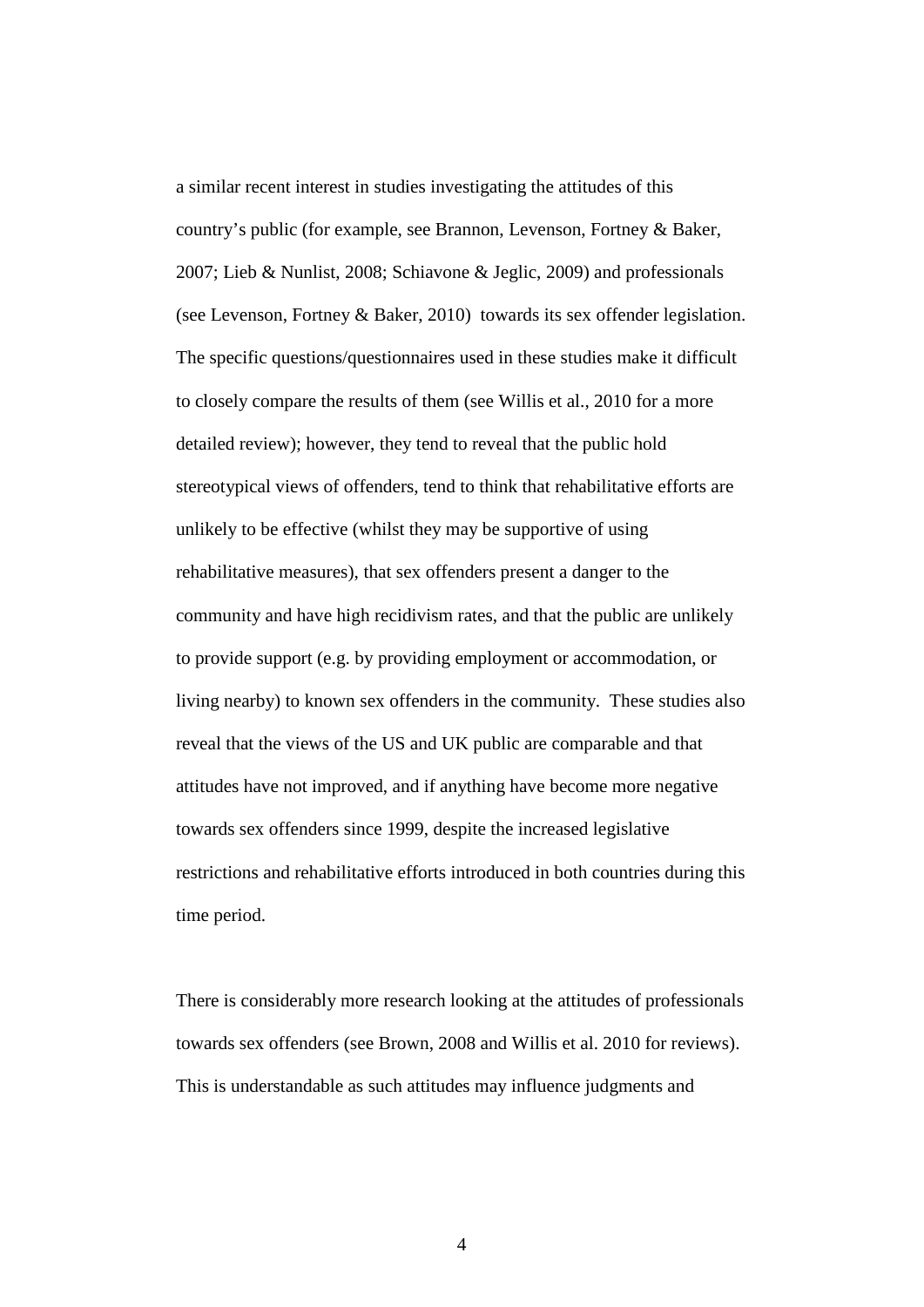a similar recent interest in studies investigating the attitudes of this country's public (for example, see Brannon, Levenson, Fortney & Baker, 2007; Lieb & Nunlist, 2008; Schiavone & Jeglic, 2009) and professionals (see Levenson, Fortney & Baker, 2010) towards its sex offender legislation. The specific questions/questionnaires used in these studies make it difficult to closely compare the results of them (see Willis et al., 2010 for a more detailed review); however, they tend to reveal that the public hold stereotypical views of offenders, tend to think that rehabilitative efforts are unlikely to be effective (whilst they may be supportive of using rehabilitative measures), that sex offenders present a danger to the community and have high recidivism rates, and that the public are unlikely to provide support (e.g. by providing employment or accommodation, or living nearby) to known sex offenders in the community. These studies also reveal that the views of the US and UK public are comparable and that attitudes have not improved, and if anything have become more negative towards sex offenders since 1999, despite the increased legislative restrictions and rehabilitative efforts introduced in both countries during this time period.

There is considerably more research looking at the attitudes of professionals towards sex offenders (see Brown, 2008 and Willis et al. 2010 for reviews). This is understandable as such attitudes may influence judgments and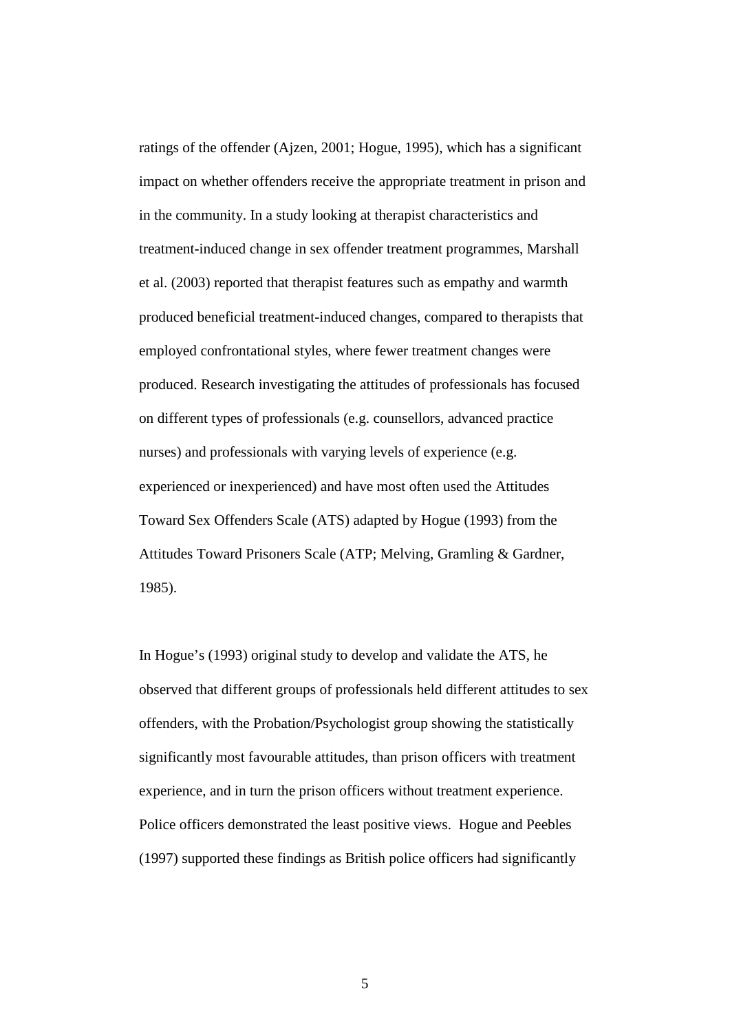ratings of the offender (Ajzen, 2001; Hogue, 1995), which has a significant impact on whether offenders receive the appropriate treatment in prison and in the community. In a study looking at therapist characteristics and treatment-induced change in sex offender treatment programmes, Marshall et al. (2003) reported that therapist features such as empathy and warmth produced beneficial treatment-induced changes, compared to therapists that employed confrontational styles, where fewer treatment changes were produced. Research investigating the attitudes of professionals has focused on different types of professionals (e.g. counsellors, advanced practice nurses) and professionals with varying levels of experience (e.g. experienced or inexperienced) and have most often used the Attitudes Toward Sex Offenders Scale (ATS) adapted by Hogue (1993) from the Attitudes Toward Prisoners Scale (ATP; Melving, Gramling & Gardner, 1985).

In Hogue's (1993) original study to develop and validate the ATS, he observed that different groups of professionals held different attitudes to sex offenders, with the Probation/Psychologist group showing the statistically significantly most favourable attitudes, than prison officers with treatment experience, and in turn the prison officers without treatment experience. Police officers demonstrated the least positive views. Hogue and Peebles (1997) supported these findings as British police officers had significantly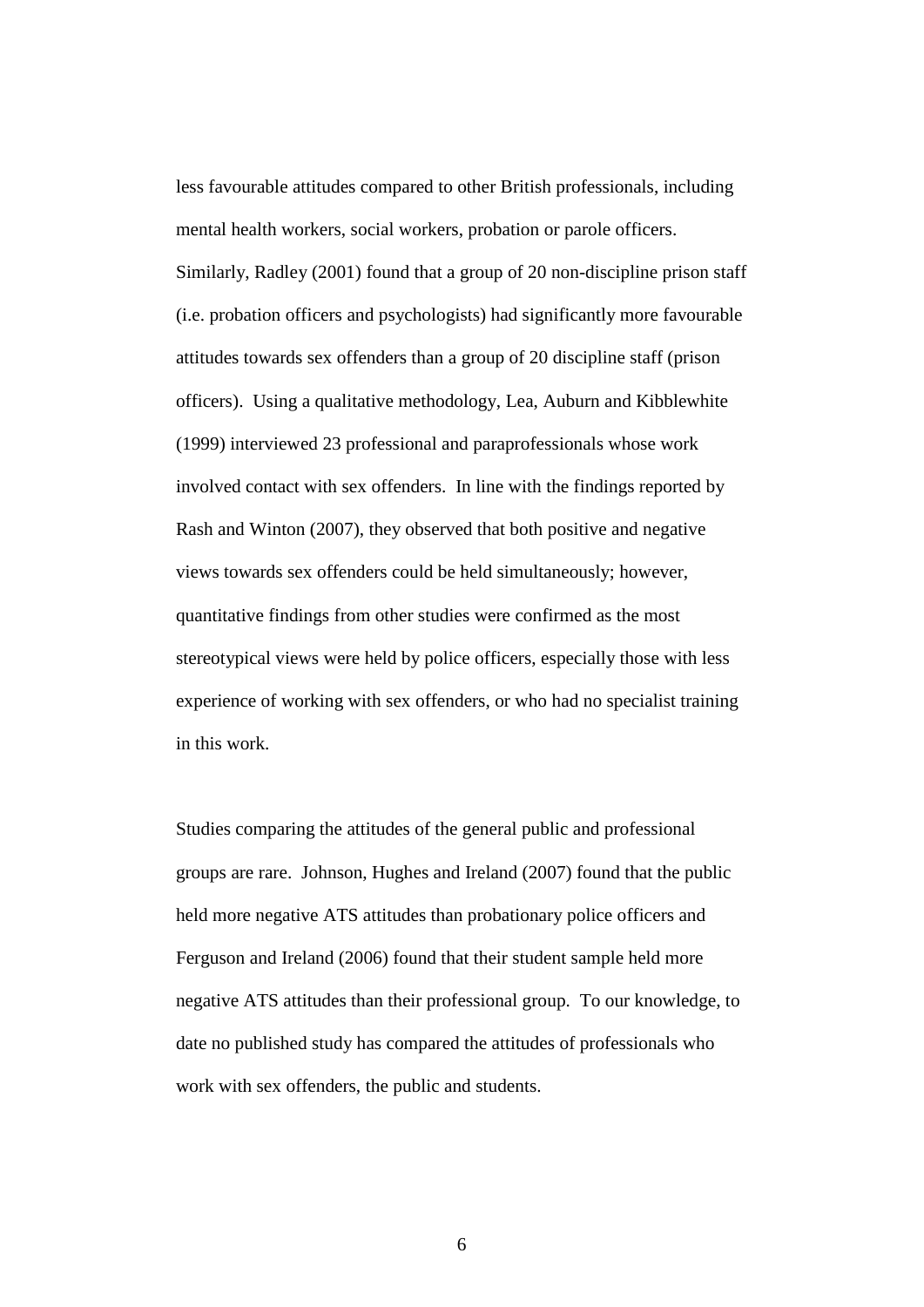less favourable attitudes compared to other British professionals, including mental health workers, social workers, probation or parole officers. Similarly, Radley (2001) found that a group of 20 non-discipline prison staff (i.e. probation officers and psychologists) had significantly more favourable attitudes towards sex offenders than a group of 20 discipline staff (prison officers). Using a qualitative methodology, Lea, Auburn and Kibblewhite (1999) interviewed 23 professional and paraprofessionals whose work involved contact with sex offenders. In line with the findings reported by Rash and Winton (2007), they observed that both positive and negative views towards sex offenders could be held simultaneously; however, quantitative findings from other studies were confirmed as the most stereotypical views were held by police officers, especially those with less experience of working with sex offenders, or who had no specialist training in this work.

Studies comparing the attitudes of the general public and professional groups are rare. Johnson, Hughes and Ireland (2007) found that the public held more negative ATS attitudes than probationary police officers and Ferguson and Ireland (2006) found that their student sample held more negative ATS attitudes than their professional group. To our knowledge, to date no published study has compared the attitudes of professionals who work with sex offenders, the public and students.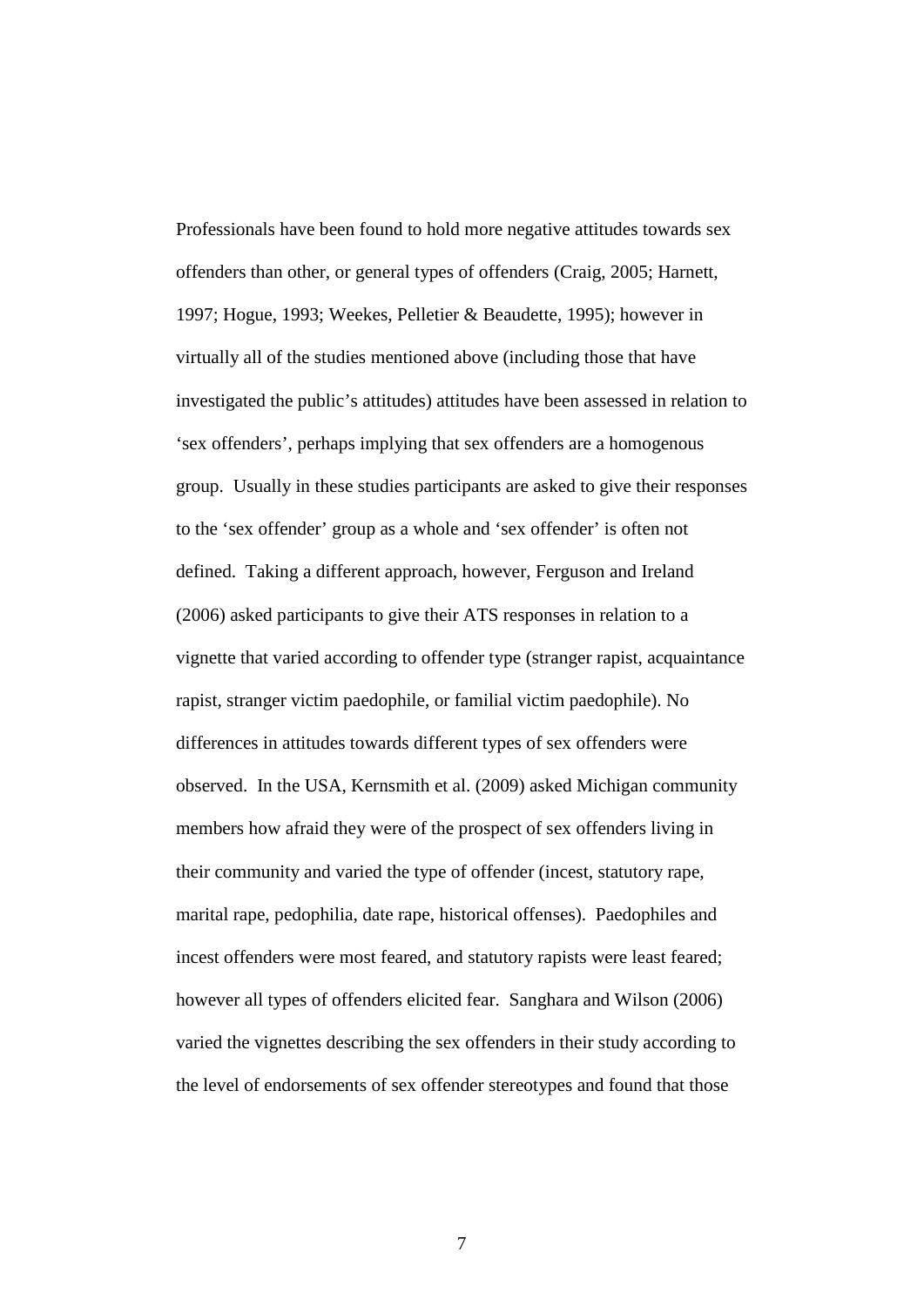Professionals have been found to hold more negative attitudes towards sex offenders than other, or general types of offenders (Craig, 2005; Harnett, 1997; Hogue, 1993; Weekes, Pelletier & Beaudette, 1995); however in virtually all of the studies mentioned above (including those that have investigated the public's attitudes) attitudes have been assessed in relation to 'sex offenders', perhaps implying that sex offenders are a homogenous group. Usually in these studies participants are asked to give their responses to the 'sex offender' group as a whole and 'sex offender' is often not defined. Taking a different approach, however, Ferguson and Ireland (2006) asked participants to give their ATS responses in relation to a vignette that varied according to offender type (stranger rapist, acquaintance rapist, stranger victim paedophile, or familial victim paedophile). No differences in attitudes towards different types of sex offenders were observed. In the USA, Kernsmith et al. (2009) asked Michigan community members how afraid they were of the prospect of sex offenders living in their community and varied the type of offender (incest, statutory rape, marital rape, pedophilia, date rape, historical offenses). Paedophiles and incest offenders were most feared, and statutory rapists were least feared; however all types of offenders elicited fear. Sanghara and Wilson (2006) varied the vignettes describing the sex offenders in their study according to the level of endorsements of sex offender stereotypes and found that those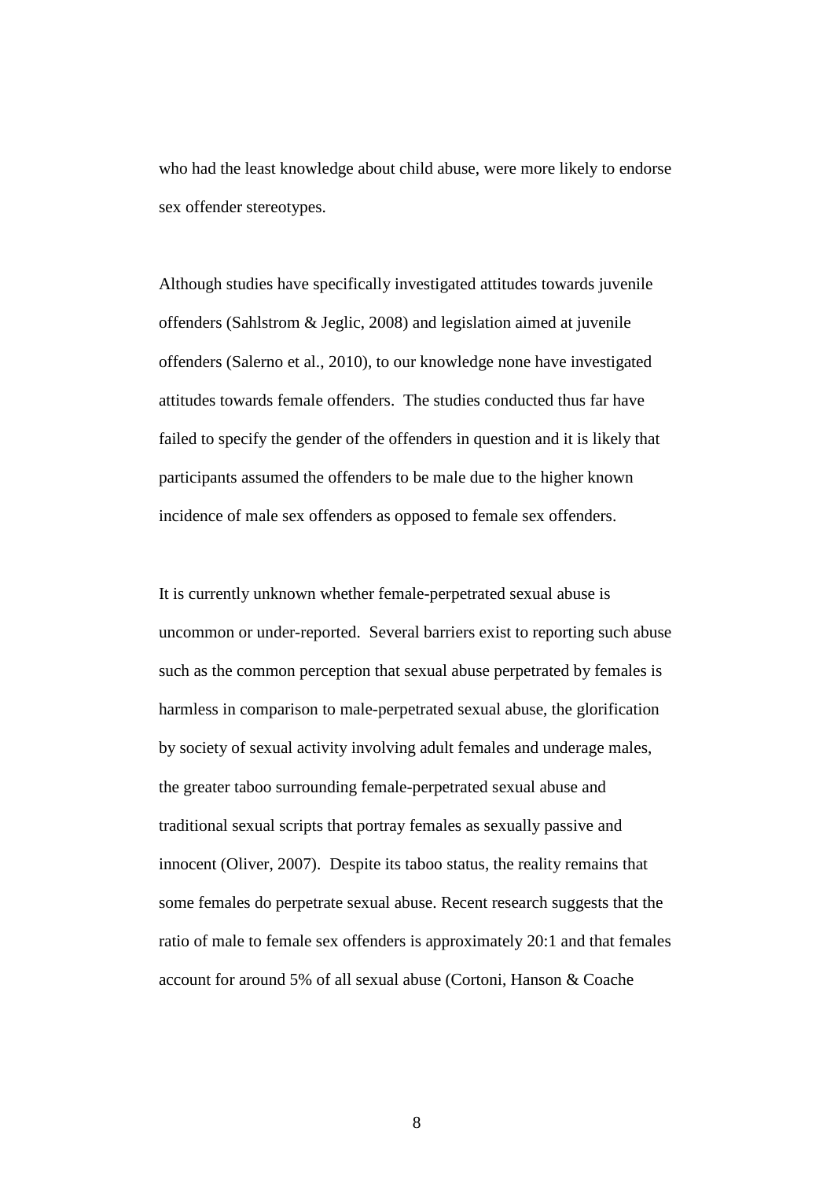who had the least knowledge about child abuse, were more likely to endorse sex offender stereotypes.

Although studies have specifically investigated attitudes towards juvenile offenders (Sahlstrom & Jeglic, 2008) and legislation aimed at juvenile offenders (Salerno et al., 2010), to our knowledge none have investigated attitudes towards female offenders. The studies conducted thus far have failed to specify the gender of the offenders in question and it is likely that participants assumed the offenders to be male due to the higher known incidence of male sex offenders as opposed to female sex offenders.

It is currently unknown whether female-perpetrated sexual abuse is uncommon or under-reported. Several barriers exist to reporting such abuse such as the common perception that sexual abuse perpetrated by females is harmless in comparison to male-perpetrated sexual abuse, the glorification by society of sexual activity involving adult females and underage males, the greater taboo surrounding female-perpetrated sexual abuse and traditional sexual scripts that portray females as sexually passive and innocent (Oliver, 2007). Despite its taboo status, the reality remains that some females do perpetrate sexual abuse. Recent research suggests that the ratio of male to female sex offenders is approximately 20:1 and that females account for around 5% of all sexual abuse (Cortoni, Hanson & Coache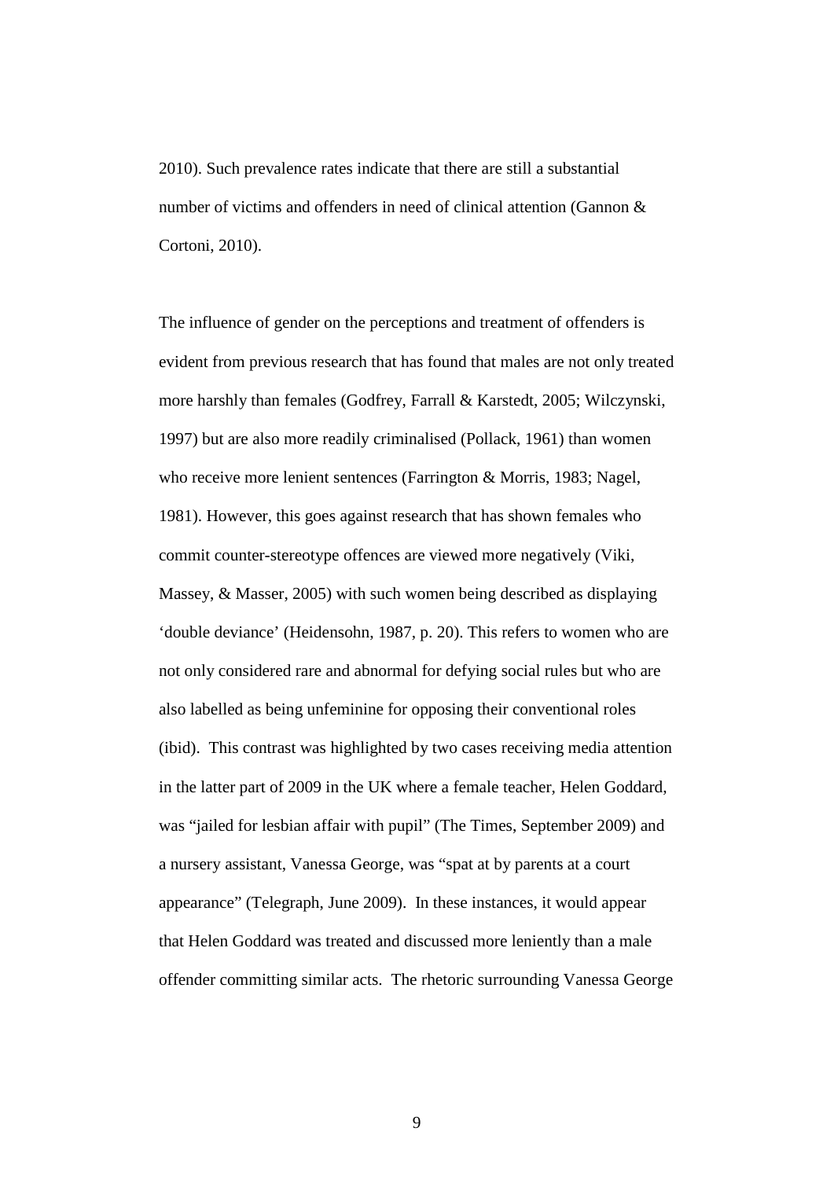2010). Such prevalence rates indicate that there are still a substantial number of victims and offenders in need of clinical attention (Gannon & Cortoni, 2010).

The influence of gender on the perceptions and treatment of offenders is evident from previous research that has found that males are not only treated more harshly than females (Godfrey, Farrall & Karstedt, 2005; Wilczynski, 1997) but are also more readily criminalised (Pollack, 1961) than women who receive more lenient sentences (Farrington & Morris, 1983; Nagel, 1981). However, this goes against research that has shown females who commit counter-stereotype offences are viewed more negatively (Viki, Massey, & Masser, 2005) with such women being described as displaying 'double deviance' (Heidensohn, 1987, p. 20). This refers to women who are not only considered rare and abnormal for defying social rules but who are also labelled as being unfeminine for opposing their conventional roles (ibid). This contrast was highlighted by two cases receiving media attention in the latter part of 2009 in the UK where a female teacher, Helen Goddard, was "jailed for lesbian affair with pupil" (The Times, September 2009) and a nursery assistant, Vanessa George, was "spat at by parents at a court appearance" (Telegraph, June 2009). In these instances, it would appear that Helen Goddard was treated and discussed more leniently than a male offender committing similar acts. The rhetoric surrounding Vanessa George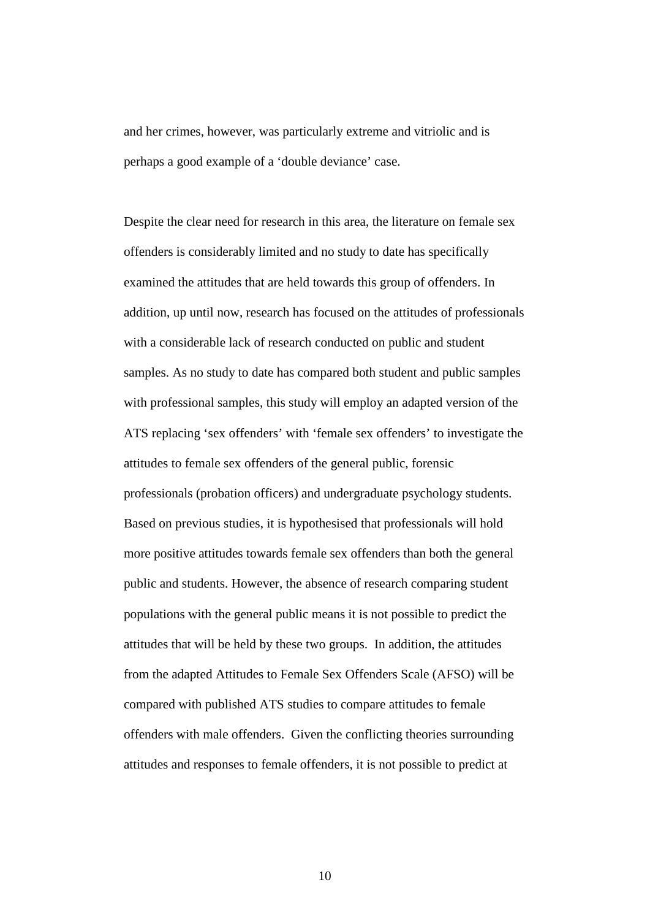and her crimes, however, was particularly extreme and vitriolic and is perhaps a good example of a 'double deviance' case.

Despite the clear need for research in this area, the literature on female sex offenders is considerably limited and no study to date has specifically examined the attitudes that are held towards this group of offenders. In addition, up until now, research has focused on the attitudes of professionals with a considerable lack of research conducted on public and student samples. As no study to date has compared both student and public samples with professional samples, this study will employ an adapted version of the ATS replacing 'sex offenders' with 'female sex offenders' to investigate the attitudes to female sex offenders of the general public, forensic professionals (probation officers) and undergraduate psychology students. Based on previous studies, it is hypothesised that professionals will hold more positive attitudes towards female sex offenders than both the general public and students. However, the absence of research comparing student populations with the general public means it is not possible to predict the attitudes that will be held by these two groups. In addition, the attitudes from the adapted Attitudes to Female Sex Offenders Scale (AFSO) will be compared with published ATS studies to compare attitudes to female offenders with male offenders. Given the conflicting theories surrounding attitudes and responses to female offenders, it is not possible to predict at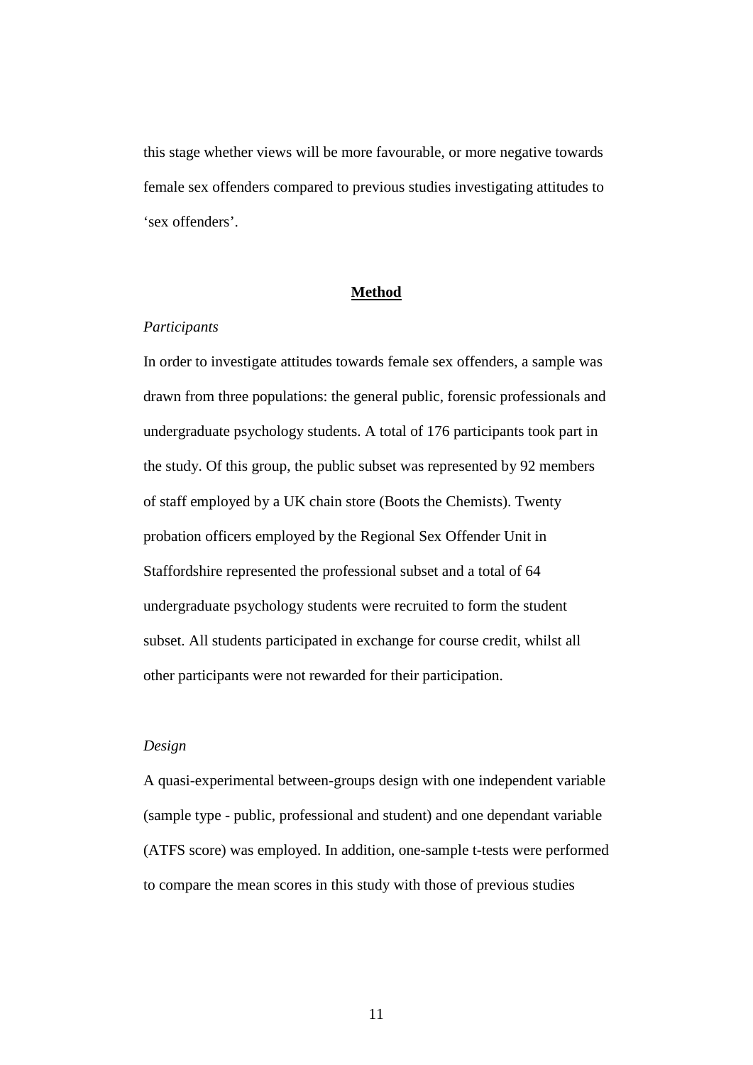this stage whether views will be more favourable, or more negative towards female sex offenders compared to previous studies investigating attitudes to 'sex offenders'.

## **Method**

*Participants*

In order to investigate attitudes towards female sex offenders, a sample was drawn from three populations: the general public, forensic professionals and undergraduate psychology students. A total of 176 participants took part in the study. Of this group, the public subset was represented by 92 members of staff employed by a UK chain store (Boots the Chemists). Twenty probation officers employed by the Regional Sex Offender Unit in Staffordshire represented the professional subset and a total of 64 undergraduate psychology students were recruited to form the student subset. All students participated in exchange for course credit, whilst all other participants were not rewarded for their participation.

*Design*

A quasi-experimental between-groups design with one independent variable (sample type - public, professional and student) and one dependant variable (ATFS score) was employed. In addition, one-sample t-tests were performed to compare the mean scores in this study with those of previous studies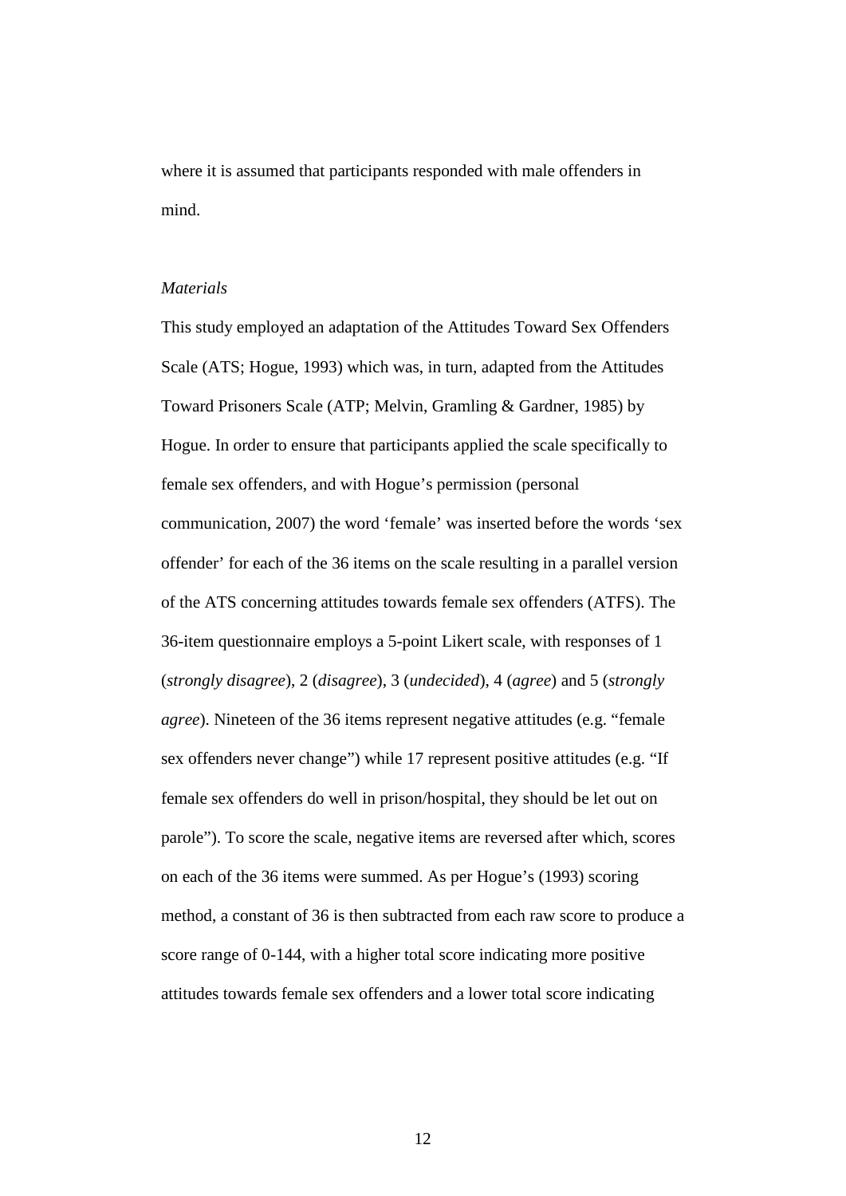where it is assumed that participants responded with male offenders in mind.

*Materials*

This study employed an adaptation of the Attitudes Toward Sex Offenders Scale (ATS; Hogue, 1993) which was, in turn, adapted from the Attitudes Toward Prisoners Scale (ATP; Melvin, Gramling & Gardner, 1985) by Hogue. In order to ensure that participants applied the scale specifically to female sex offenders, and with Hogue's permission (personal communication, 2007) the word 'female' was inserted before the words 'sex offender' for each of the 36 items on the scale resulting in a parallel version of the ATS concerning attitudes towards female sex offenders (ATFS). The 36-item questionnaire employs a 5-point Likert scale, with responses of 1 (*strongly disagree*), 2 (*disagree*), 3 (*undecided*), 4 (*agree*) and 5 (*strongly agree*). Nineteen of the 36 items represent negative attitudes (e.g. "female sex offenders never change") while 17 represent positive attitudes (e.g. "If female sex offenders do well in prison/hospital, they should be let out on parole"). To score the scale, negative items are reversed after which, scores on each of the 36 items were summed. As per Hogue's (1993) scoring method, a constant of 36 is then subtracted from each raw score to produce a score range of 0-144, with a higher total score indicating more positive attitudes towards female sex offenders and a lower total score indicating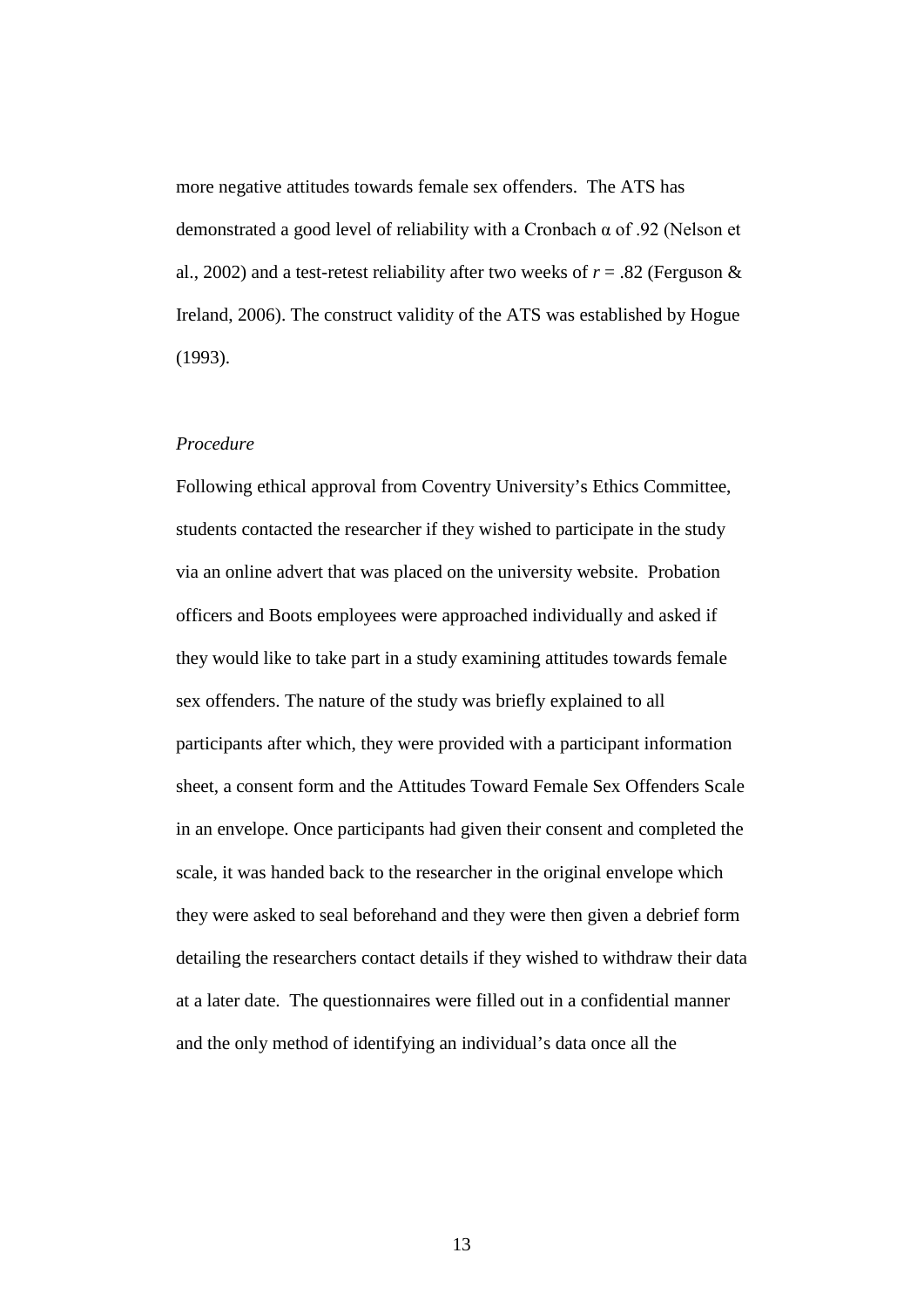more negative attitudes towards female sex offenders. The ATS has demonstrated a good level of reliability with a Cronbach $\alpha$ of .92 (Nelson et al., 2002) and a test-retest reliability after two weeks of $r = .82$ (Ferguson & Ireland, 2006). The construct validity of the ATS was established by Hogue (1993).

*Procedure*

Following ethical approval from Coventry University's Ethics Committee, students contacted the researcher if they wished to participate in the study via an online advert that was placed on the university website. Probation officers and Boots employees were approached individually and asked if they would like to take part in a study examining attitudes towards female sex offenders. The nature of the study was briefly explained to all participants after which, they were provided with a participant information sheet, a consent form and the Attitudes Toward Female Sex Offenders Scale in an envelope. Once participants had given their consent and completed the scale, it was handed back to the researcher in the original envelope which they were asked to seal beforehand and they were then given a debrief form detailing the researchers contact details if they wished to withdraw their data at a later date. The questionnaires were filled out in a confidential manner and the only method of identifying an individual's data once all the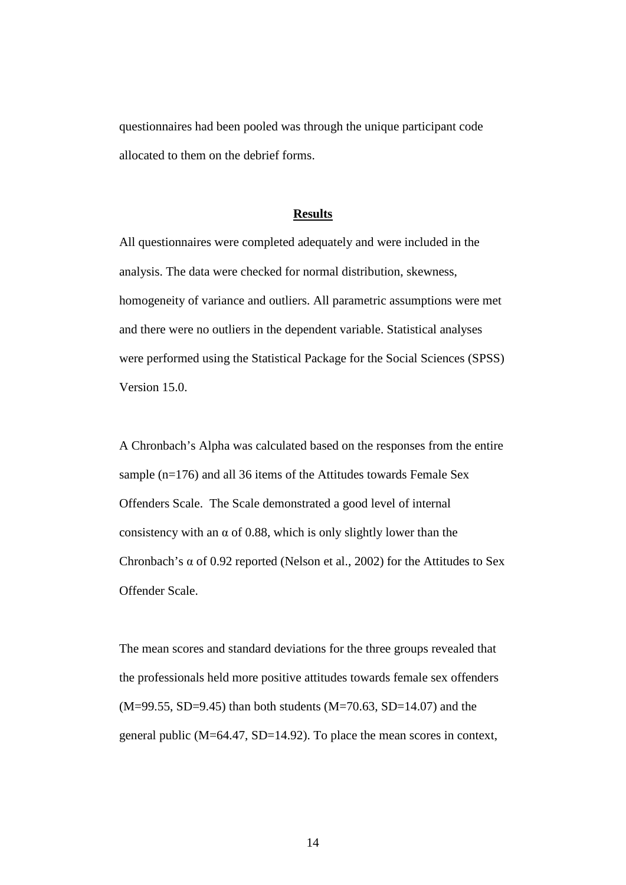questionnaires had been pooled was through the unique participant code allocated to them on the debrief forms.

## **Results**

All questionnaires were completed adequately and were included in the analysis. The data were checked for normal distribution, skewness, homogeneity of variance and outliers. All parametric assumptions were met and there were no outliers in the dependent variable. Statistical analyses were performed using the Statistical Package for the Social Sciences (SPSS) Version 15.0.

A Chronbach's Alpha was calculated based on the responses from the entire sample (n=176) and all 36 items of the Attitudes towards Female Sex Offenders Scale. The Scale demonstrated a good level of internal consistency with an $\alpha$ of 0.88, which is only slightly lower than the Chronbach's $\alpha$ of 0.92 reported (Nelson et al., 2002) for the Attitudes to Sex Offender Scale.

The mean scores and standard deviations for the three groups revealed that the professionals held more positive attitudes towards female sex offenders (M=99.55, SD=9.45) than both students (M=70.63, SD=14.07) and the general public (M=64.47, SD=14.92). To place the mean scores in context,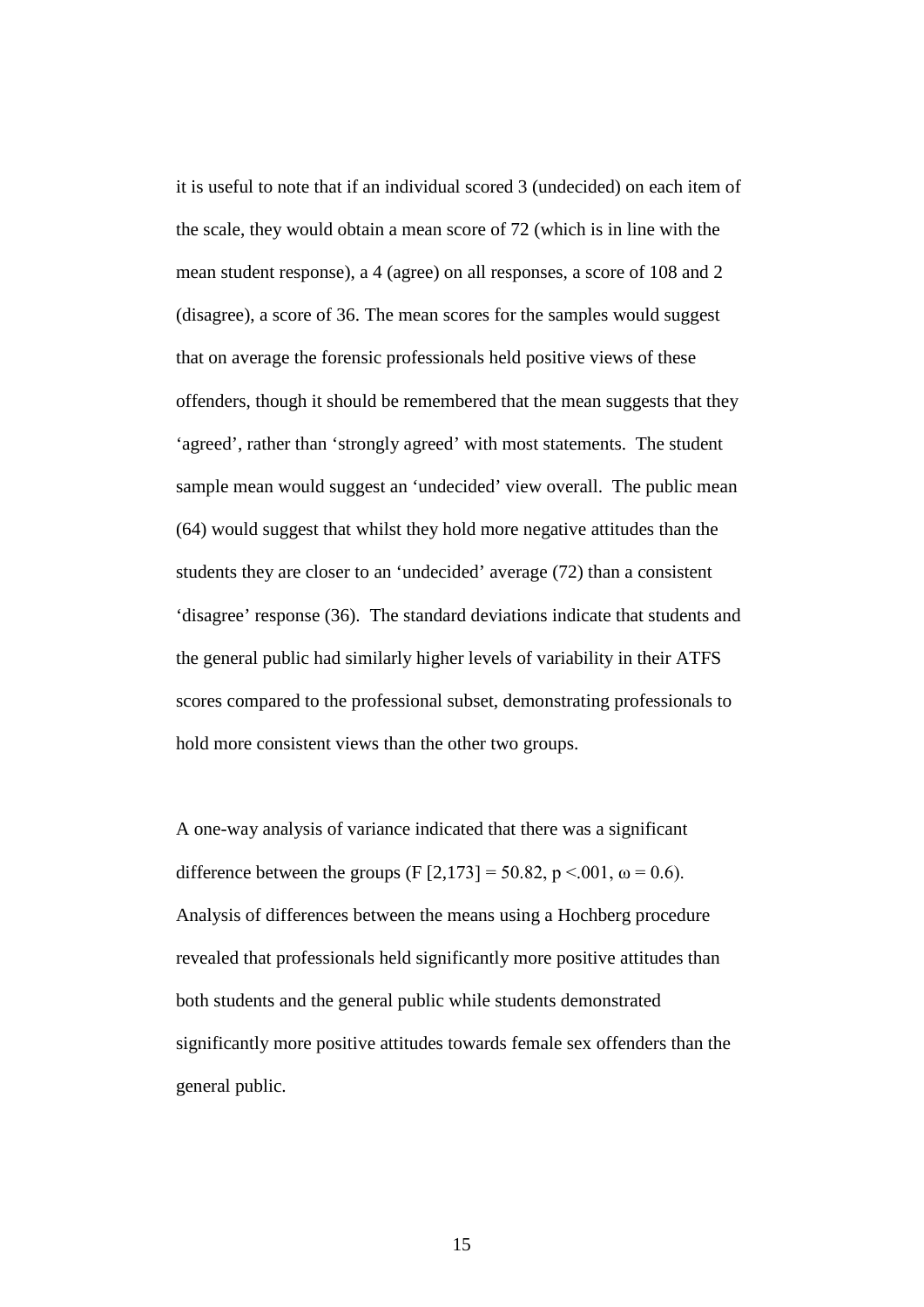it is useful to note that if an individual scored 3 (undecided) on each item of the scale, they would obtain a mean score of 72 (which is in line with the mean student response), a 4 (agree) on all responses, a score of 108 and 2 (disagree), a score of 36. The mean scores for the samples would suggest that on average the forensic professionals held positive views of these offenders, though it should be remembered that the mean suggests that they 'agreed', rather than 'strongly agreed' with most statements. The student sample mean would suggest an 'undecided' view overall. The public mean (64) would suggest that whilst they hold more negative attitudes than the students they are closer to an 'undecided' average (72) than a consistent 'disagree' response (36). The standard deviations indicate that students and the general public had similarly higher levels of variability in their ATFS scores compared to the professional subset, demonstrating professionals to hold more consistent views than the other two groups.

A one-way analysis of variance indicated that there was a significant difference between the groups ($F [2,173] = 50.82$, $p < .001$, $\omega = 0.6$). Analysis of differences between the means using a Hochberg procedure revealed that professionals held significantly more positive attitudes than both students and the general public while students demonstrated significantly more positive attitudes towards female sex offenders than the general public.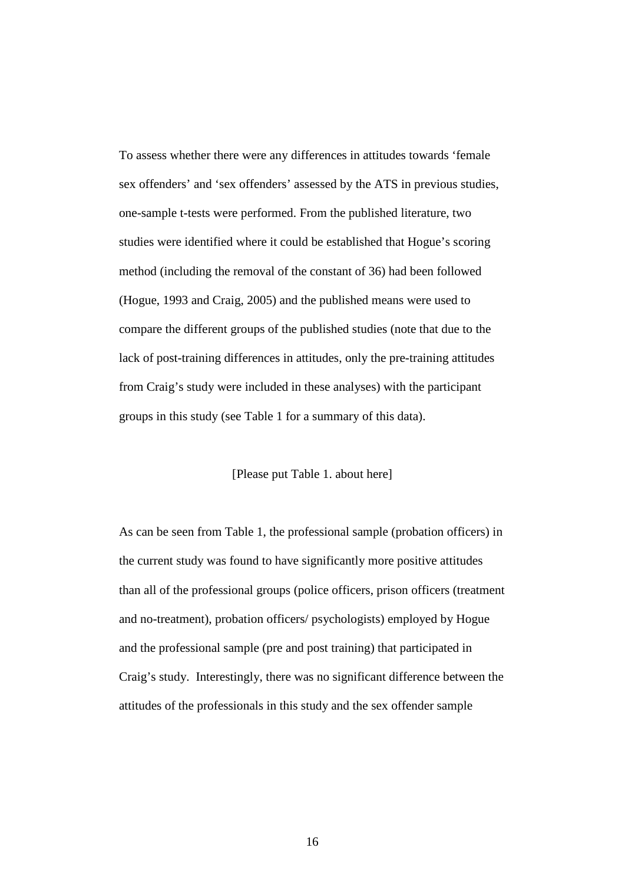To assess whether there were any differences in attitudes towards 'female sex offenders' and 'sex offenders' assessed by the ATS in previous studies, one-sample t-tests were performed. From the published literature, two studies were identified where it could be established that Hogue's scoring method (including the removal of the constant of 36) had been followed (Hogue, 1993 and Craig, 2005) and the published means were used to compare the different groups of the published studies (note that due to the lack of post-training differences in attitudes, only the pre-training attitudes from Craig's study were included in these analyses) with the participant groups in this study (see Table 1 for a summary of this data).

[Please put Table 1. about here]

As can be seen from Table 1, the professional sample (probation officers) in the current study was found to have significantly more positive attitudes than all of the professional groups (police officers, prison officers (treatment and no-treatment), probation officers/ psychologists) employed by Hogue and the professional sample (pre and post training) that participated in Craig's study. Interestingly, there was no significant difference between the attitudes of the professionals in this study and the sex offender sample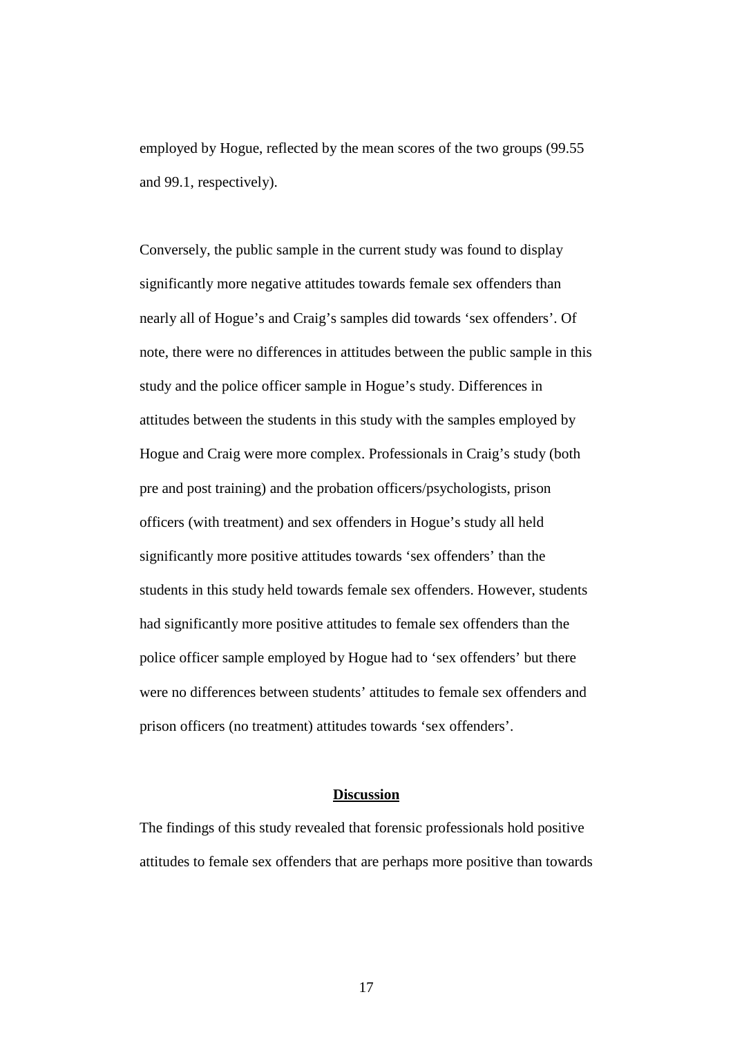employed by Hogue, reflected by the mean scores of the two groups (99.55 and 99.1, respectively).

Conversely, the public sample in the current study was found to display significantly more negative attitudes towards female sex offenders than nearly all of Hogue's and Craig's samples did towards 'sex offenders'. Of note, there were no differences in attitudes between the public sample in this study and the police officer sample in Hogue's study. Differences in attitudes between the students in this study with the samples employed by Hogue and Craig were more complex. Professionals in Craig's study (both pre and post training) and the probation officers/psychologists, prison officers (with treatment) and sex offenders in Hogue's study all held significantly more positive attitudes towards 'sex offenders' than the students in this study held towards female sex offenders. However, students had significantly more positive attitudes to female sex offenders than the police officer sample employed by Hogue had to 'sex offenders' but there were no differences between students' attitudes to female sex offenders and prison officers (no treatment) attitudes towards 'sex offenders'.

## Discussion

The findings of this study revealed that forensic professionals hold positive attitudes to female sex offenders that are perhaps more positive than towards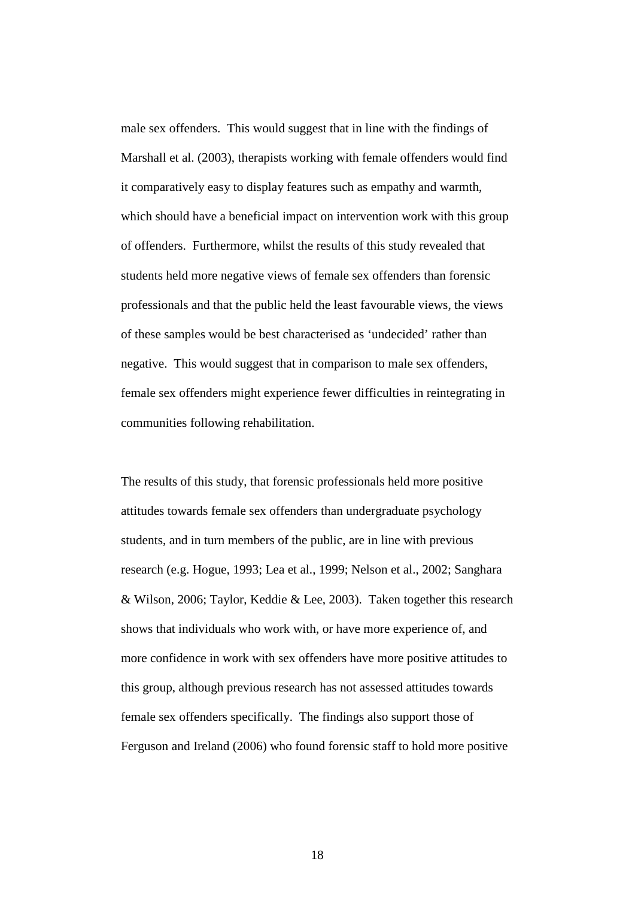male sex offenders. This would suggest that in line with the findings of Marshall et al. (2003), therapists working with female offenders would find it comparatively easy to display features such as empathy and warmth, which should have a beneficial impact on intervention work with this group of offenders. Furthermore, whilst the results of this study revealed that students held more negative views of female sex offenders than forensic professionals and that the public held the least favourable views, the views of these samples would be best characterised as 'undecided' rather than negative. This would suggest that in comparison to male sex offenders, female sex offenders might experience fewer difficulties in reintegrating in communities following rehabilitation.

The results of this study, that forensic professionals held more positive attitudes towards female sex offenders than undergraduate psychology students, and in turn members of the public, are in line with previous research (e.g. Hogue, 1993; Lea et al., 1999; Nelson et al., 2002; Sanghara & Wilson, 2006; Taylor, Keddie & Lee, 2003). Taken together this research shows that individuals who work with, or have more experience of, and more confidence in work with sex offenders have more positive attitudes to this group, although previous research has not assessed attitudes towards female sex offenders specifically. The findings also support those of Ferguson and Ireland (2006) who found forensic staff to hold more positive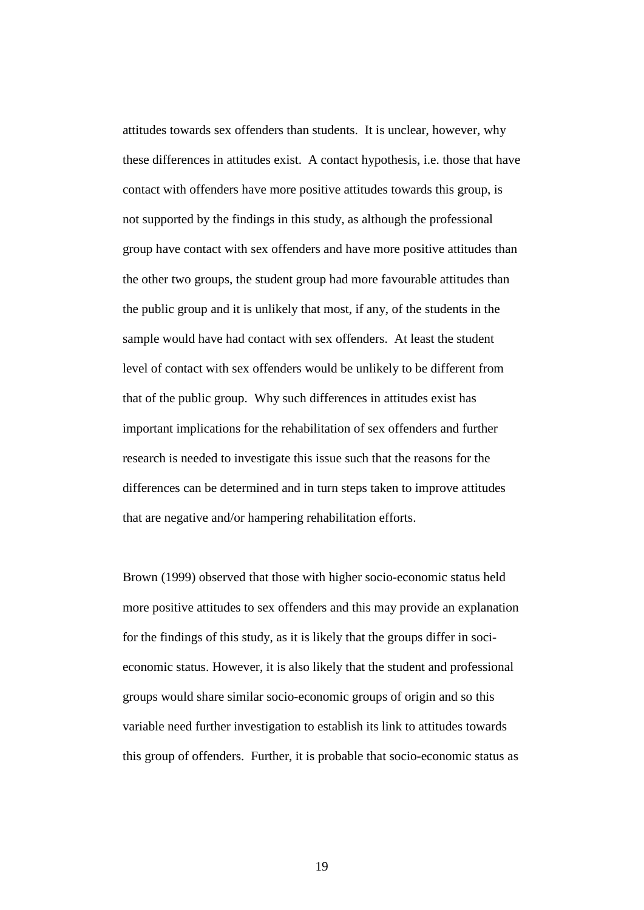attitudes towards sex offenders than students. It is unclear, however, why these differences in attitudes exist. A contact hypothesis, i.e. those that have contact with offenders have more positive attitudes towards this group, is not supported by the findings in this study, as although the professional group have contact with sex offenders and have more positive attitudes than the other two groups, the student group had more favourable attitudes than the public group and it is unlikely that most, if any, of the students in the sample would have had contact with sex offenders. At least the student level of contact with sex offenders would be unlikely to be different from that of the public group. Why such differences in attitudes exist has important implications for the rehabilitation of sex offenders and further research is needed to investigate this issue such that the reasons for the differences can be determined and in turn steps taken to improve attitudes that are negative and/or hampering rehabilitation efforts.

Brown (1999) observed that those with higher socio-economic status held more positive attitudes to sex offenders and this may provide an explanation for the findings of this study, as it is likely that the groups differ in soci-economic status. However, it is also likely that the student and professional groups would share similar socio-economic groups of origin and so this variable need further investigation to establish its link to attitudes towards this group of offenders. Further, it is probable that socio-economic status as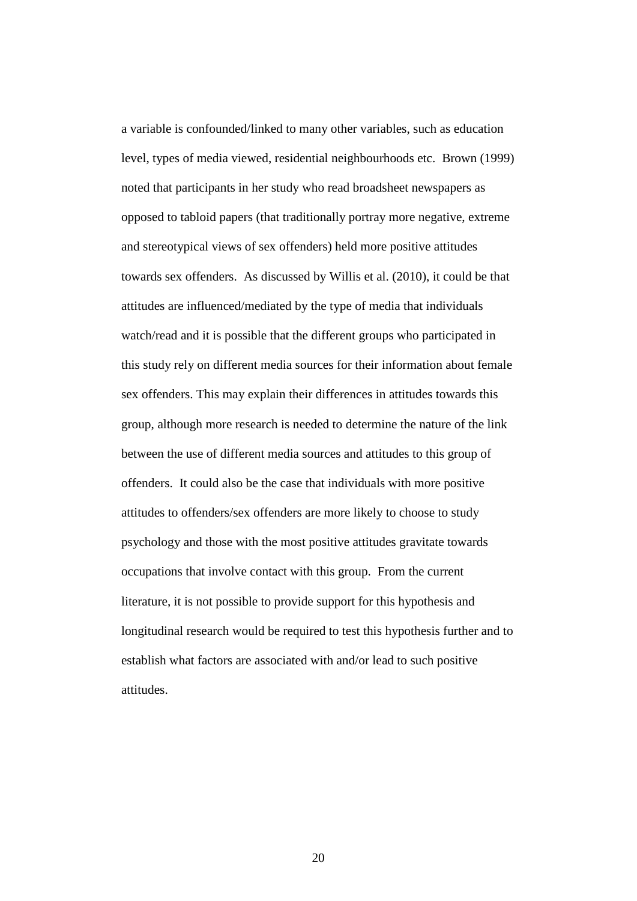a variable is confounded/linked to many other variables, such as education level, types of media viewed, residential neighbourhoods etc. Brown (1999) noted that participants in her study who read broadsheet newspapers as opposed to tabloid papers (that traditionally portray more negative, extreme and stereotypical views of sex offenders) held more positive attitudes towards sex offenders. As discussed by Willis et al. (2010), it could be that attitudes are influenced/mediated by the type of media that individuals watch/read and it is possible that the different groups who participated in this study rely on different media sources for their information about female sex offenders. This may explain their differences in attitudes towards this group, although more research is needed to determine the nature of the link between the use of different media sources and attitudes to this group of offenders. It could also be the case that individuals with more positive attitudes to offenders/sex offenders are more likely to choose to study psychology and those with the most positive attitudes gravitate towards occupations that involve contact with this group. From the current literature, it is not possible to provide support for this hypothesis and longitudinal research would be required to test this hypothesis further and to establish what factors are associated with and/or lead to such positive attitudes.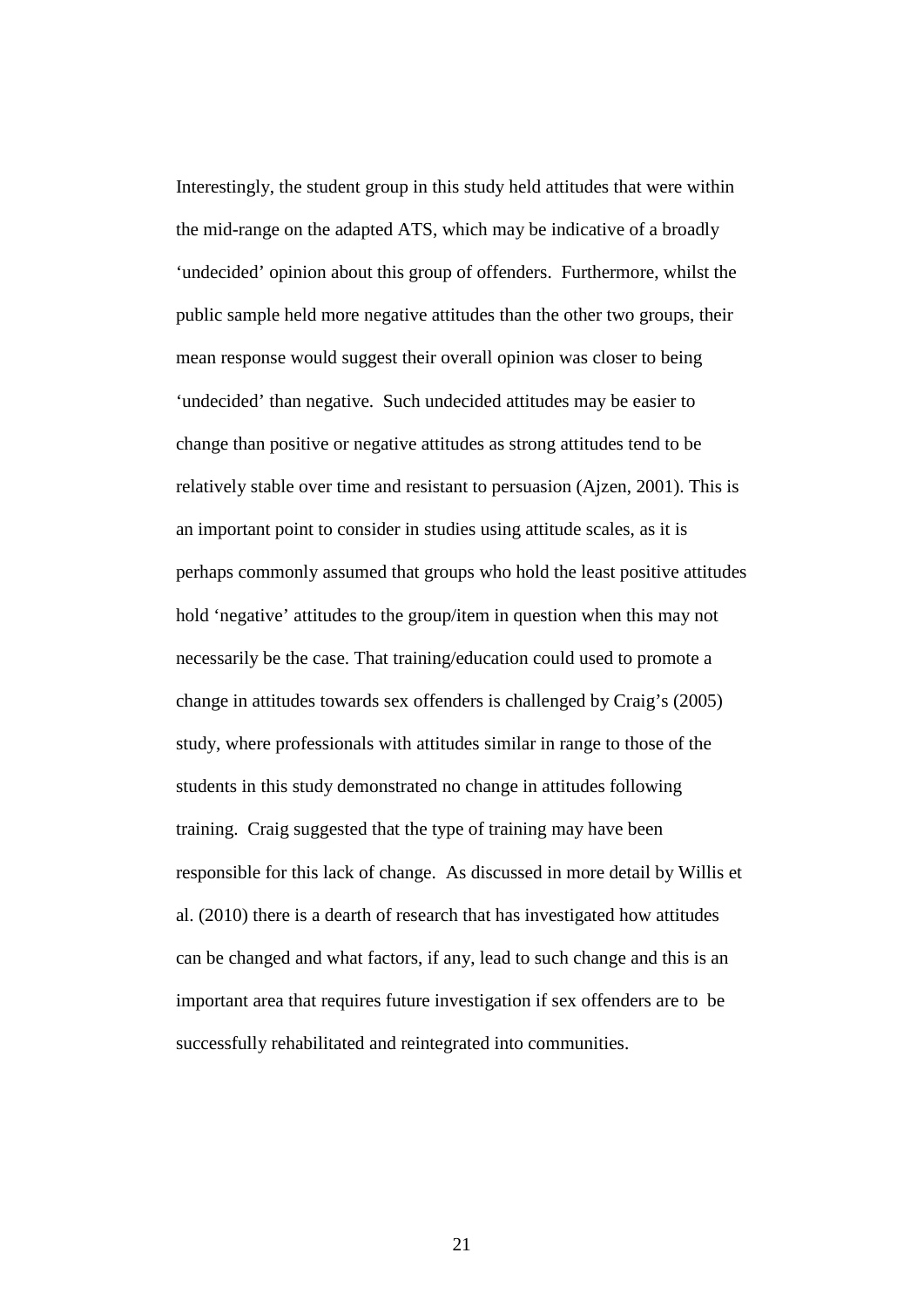Interestingly, the student group in this study held attitudes that were within the mid-range on the adapted ATS, which may be indicative of a broadly 'undecided' opinion about this group of offenders. Furthermore, whilst the public sample held more negative attitudes than the other two groups, their mean response would suggest their overall opinion was closer to being 'undecided' than negative. Such undecided attitudes may be easier to change than positive or negative attitudes as strong attitudes tend to be relatively stable over time and resistant to persuasion (Ajzen, 2001). This is an important point to consider in studies using attitude scales, as it is perhaps commonly assumed that groups who hold the least positive attitudes hold 'negative' attitudes to the group/item in question when this may not necessarily be the case. That training/education could used to promote a change in attitudes towards sex offenders is challenged by Craig's (2005) study, where professionals with attitudes similar in range to those of the students in this study demonstrated no change in attitudes following training. Craig suggested that the type of training may have been responsible for this lack of change. As discussed in more detail by Willis et al. (2010) there is a dearth of research that has investigated how attitudes can be changed and what factors, if any, lead to such change and this is an important area that requires future investigation if sex offenders are to be successfully rehabilitated and reintegrated into communities.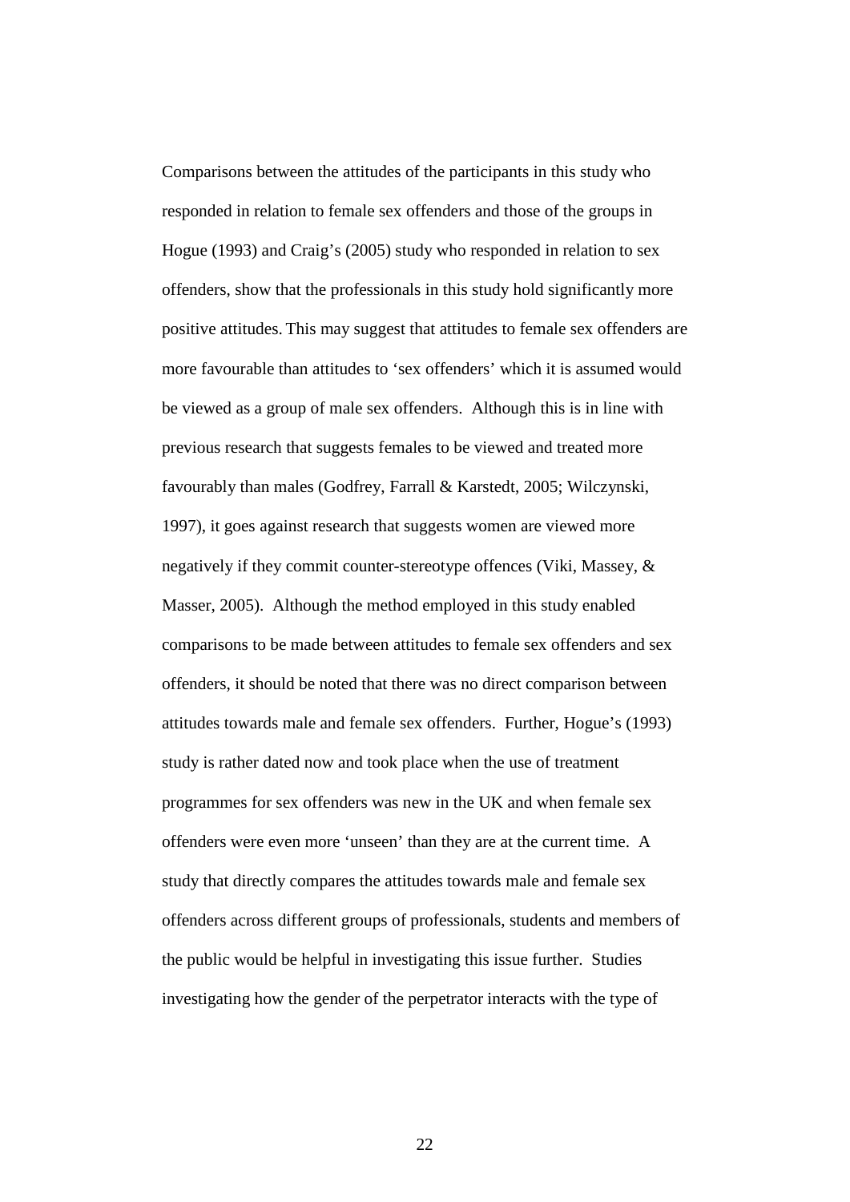Comparisons between the attitudes of the participants in this study who responded in relation to female sex offenders and those of the groups in Hogue (1993) and Craig's (2005) study who responded in relation to sex offenders, show that the professionals in this study hold significantly more positive attitudes. This may suggest that attitudes to female sex offenders are more favourable than attitudes to 'sex offenders' which it is assumed would be viewed as a group of male sex offenders. Although this is in line with previous research that suggests females to be viewed and treated more favourably than males (Godfrey, Farrall & Karstedt, 2005; Wilczynski, 1997), it goes against research that suggests women are viewed more negatively if they commit counter-stereotype offences (Viki, Massey, & Masser, 2005). Although the method employed in this study enabled comparisons to be made between attitudes to female sex offenders and sex offenders, it should be noted that there was no direct comparison between attitudes towards male and female sex offenders. Further, Hogue's (1993) study is rather dated now and took place when the use of treatment programmes for sex offenders was new in the UK and when female sex offenders were even more 'unseen' than they are at the current time. A study that directly compares the attitudes towards male and female sex offenders across different groups of professionals, students and members of the public would be helpful in investigating this issue further. Studies investigating how the gender of the perpetrator interacts with the type of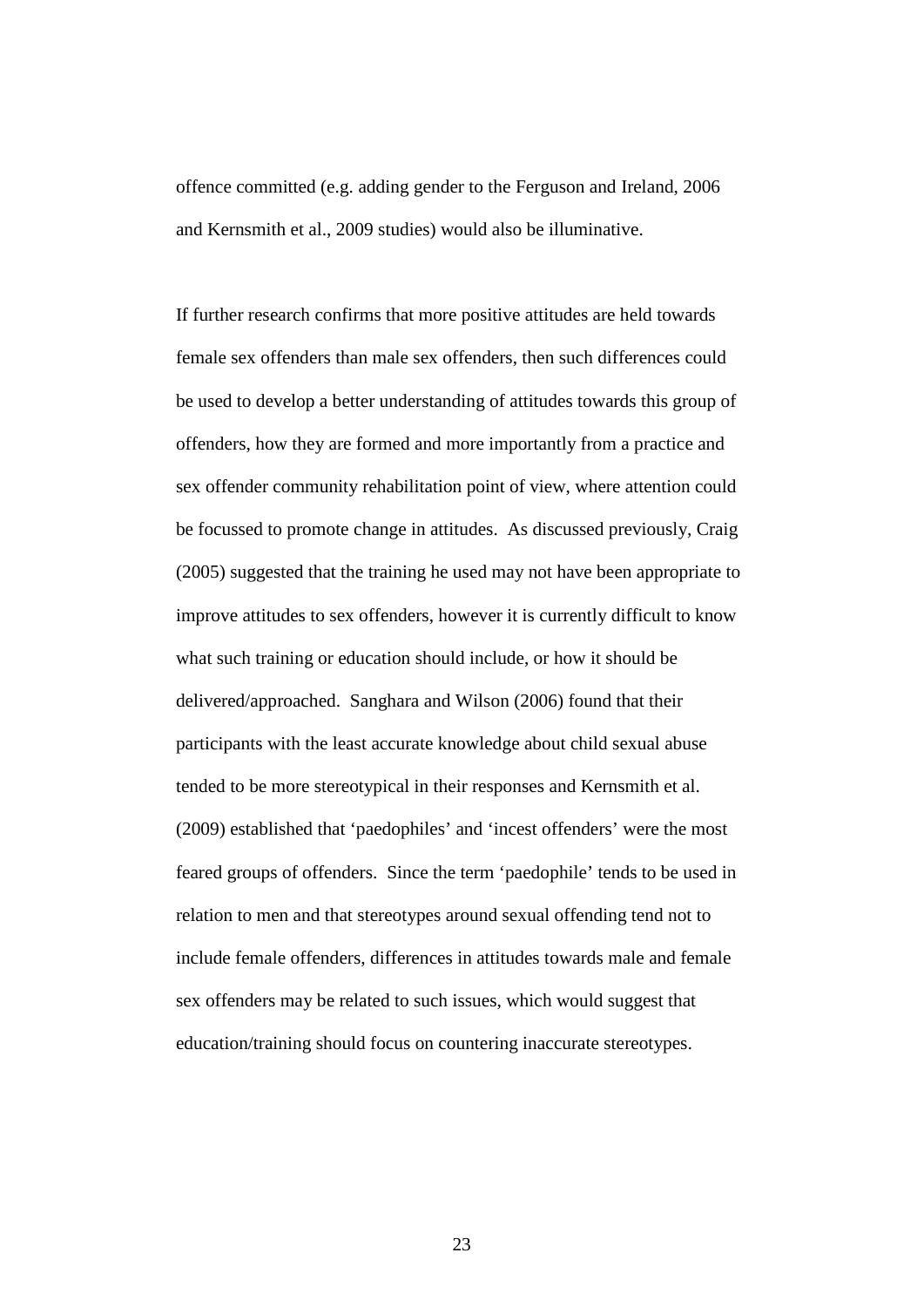offence committed (e.g. adding gender to the Ferguson and Ireland, 2006 and Kernsmith et al., 2009 studies) would also be illuminative.

If further research confirms that more positive attitudes are held towards female sex offenders than male sex offenders, then such differences could be used to develop a better understanding of attitudes towards this group of offenders, how they are formed and more importantly from a practice and sex offender community rehabilitation point of view, where attention could be focussed to promote change in attitudes. As discussed previously, Craig (2005) suggested that the training he used may not have been appropriate to improve attitudes to sex offenders, however it is currently difficult to know what such training or education should include, or how it should be delivered/approached. Sanghara and Wilson (2006) found that their participants with the least accurate knowledge about child sexual abuse tended to be more stereotypical in their responses and Kernsmith et al. (2009) established that 'paedophiles' and 'incest offenders' were the most feared groups of offenders. Since the term 'paedophile' tends to be used in relation to men and that stereotypes around sexual offending tend not to include female offenders, differences in attitudes towards male and female sex offenders may be related to such issues, which would suggest that education/training should focus on countering inaccurate stereotypes.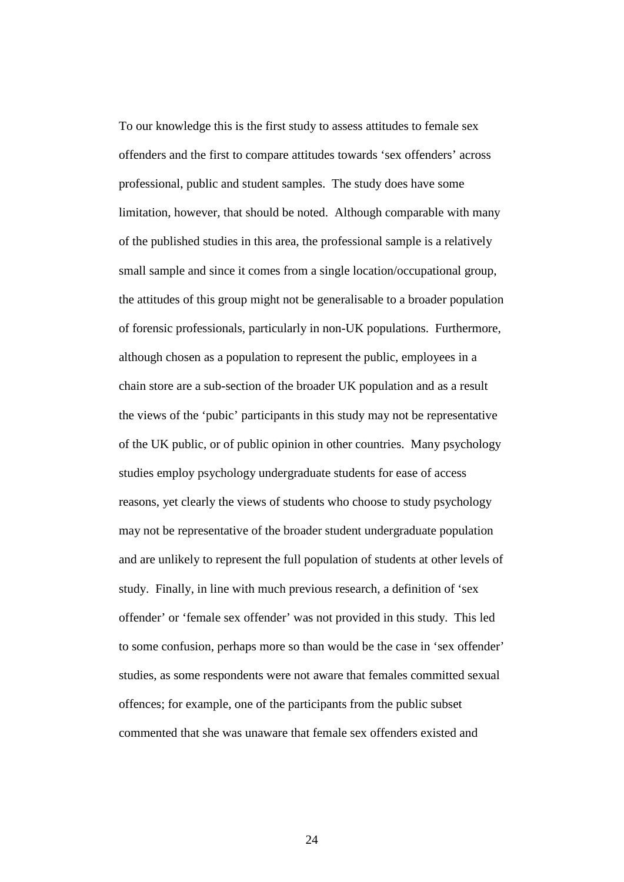To our knowledge this is the first study to assess attitudes to female sex offenders and the first to compare attitudes towards 'sex offenders' across professional, public and student samples. The study does have some limitation, however, that should be noted. Although comparable with many of the published studies in this area, the professional sample is a relatively small sample and since it comes from a single location/occupational group, the attitudes of this group might not be generalisable to a broader population of forensic professionals, particularly in non-UK populations. Furthermore, although chosen as a population to represent the public, employees in a chain store are a sub-section of the broader UK population and as a result the views of the 'pubic' participants in this study may not be representative of the UK public, or of public opinion in other countries. Many psychology studies employ psychology undergraduate students for ease of access reasons, yet clearly the views of students who choose to study psychology may not be representative of the broader student undergraduate population and are unlikely to represent the full population of students at other levels of study. Finally, in line with much previous research, a definition of 'sex offender' or 'female sex offender' was not provided in this study. This led to some confusion, perhaps more so than would be the case in 'sex offender' studies, as some respondents were not aware that females committed sexual offences; for example, one of the participants from the public subset commented that she was unaware that female sex offenders existed and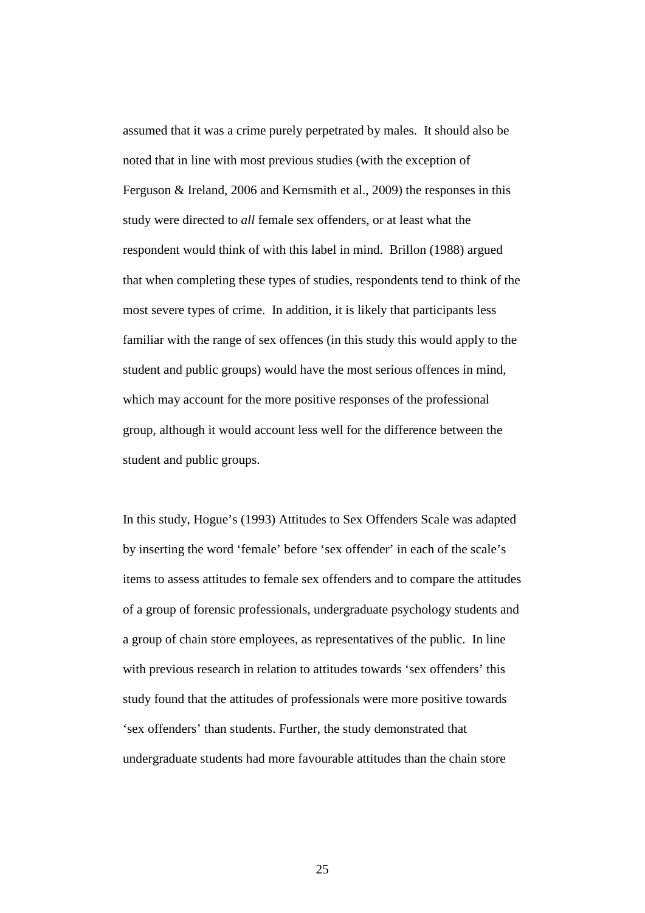assumed that it was a crime purely perpetrated by males. It should also be noted that in line with most previous studies (with the exception of Ferguson & Ireland, 2006 and Kernsmith et al., 2009) the responses in this study were directed to *all* female sex offenders, or at least what the respondent would think of with this label in mind. Brillon (1988) argued that when completing these types of studies, respondents tend to think of the most severe types of crime. In addition, it is likely that participants less familiar with the range of sex offences (in this study this would apply to the student and public groups) would have the most serious offences in mind, which may account for the more positive responses of the professional group, although it would account less well for the difference between the student and public groups.

In this study, Hogue's (1993) Attitudes to Sex Offenders Scale was adapted by inserting the word 'female' before 'sex offender' in each of the scale's items to assess attitudes to female sex offenders and to compare the attitudes of a group of forensic professionals, undergraduate psychology students and a group of chain store employees, as representatives of the public. In line with previous research in relation to attitudes towards 'sex offenders' this study found that the attitudes of professionals were more positive towards 'sex offenders' than students. Further, the study demonstrated that undergraduate students had more favourable attitudes than the chain store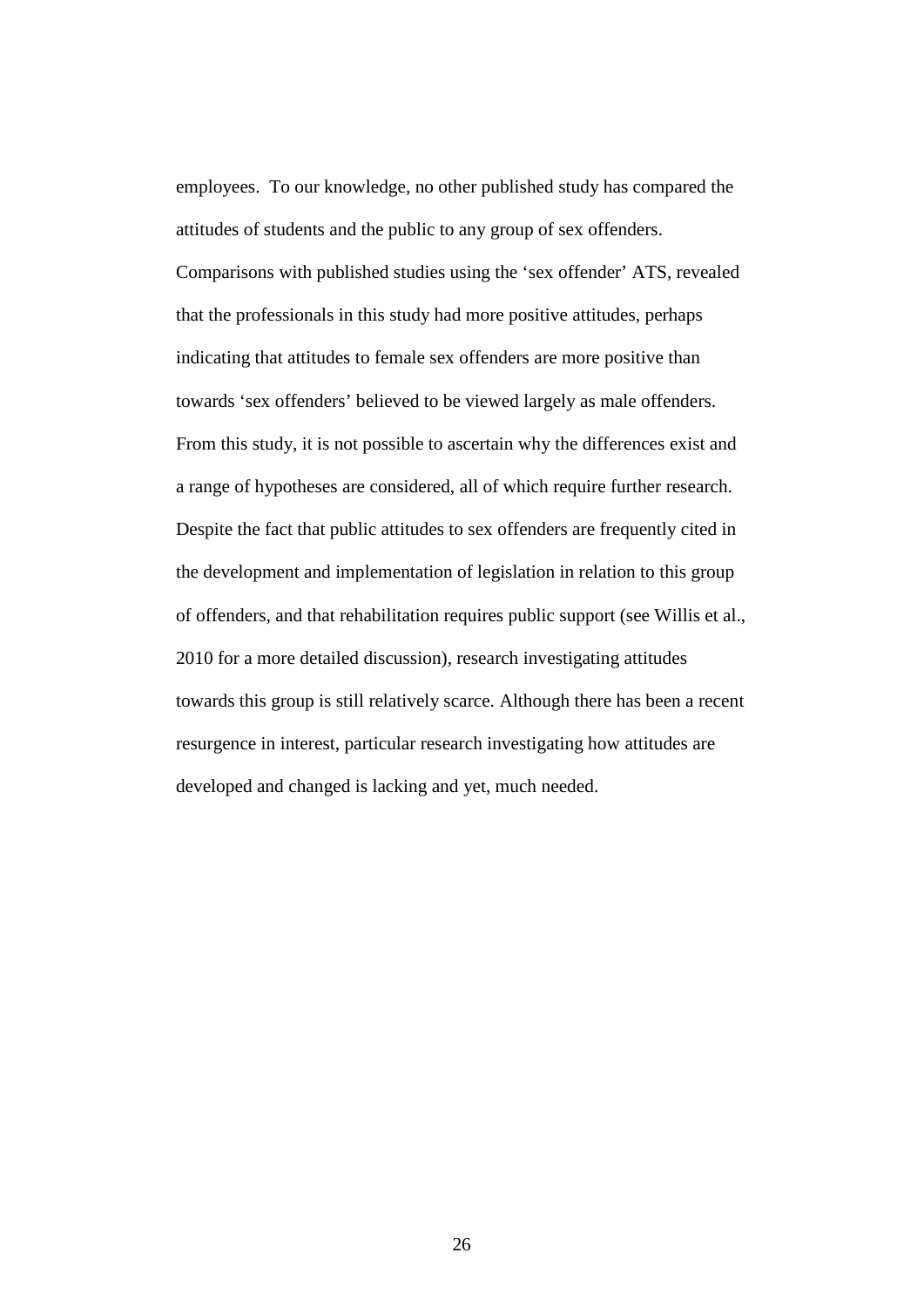employees. To our knowledge, no other published study has compared the attitudes of students and the public to any group of sex offenders. Comparisons with published studies using the 'sex offender' ATS, revealed that the professionals in this study had more positive attitudes, perhaps indicating that attitudes to female sex offenders are more positive than towards 'sex offenders' believed to be viewed largely as male offenders. From this study, it is not possible to ascertain why the differences exist and a range of hypotheses are considered, all of which require further research. Despite the fact that public attitudes to sex offenders are frequently cited in the development and implementation of legislation in relation to this group of offenders, and that rehabilitation requires public support (see Willis et al., 2010 for a more detailed discussion), research investigating attitudes towards this group is still relatively scarce. Although there has been a recent resurgence in interest, particular research investigating how attitudes are developed and changed is lacking and yet, much needed.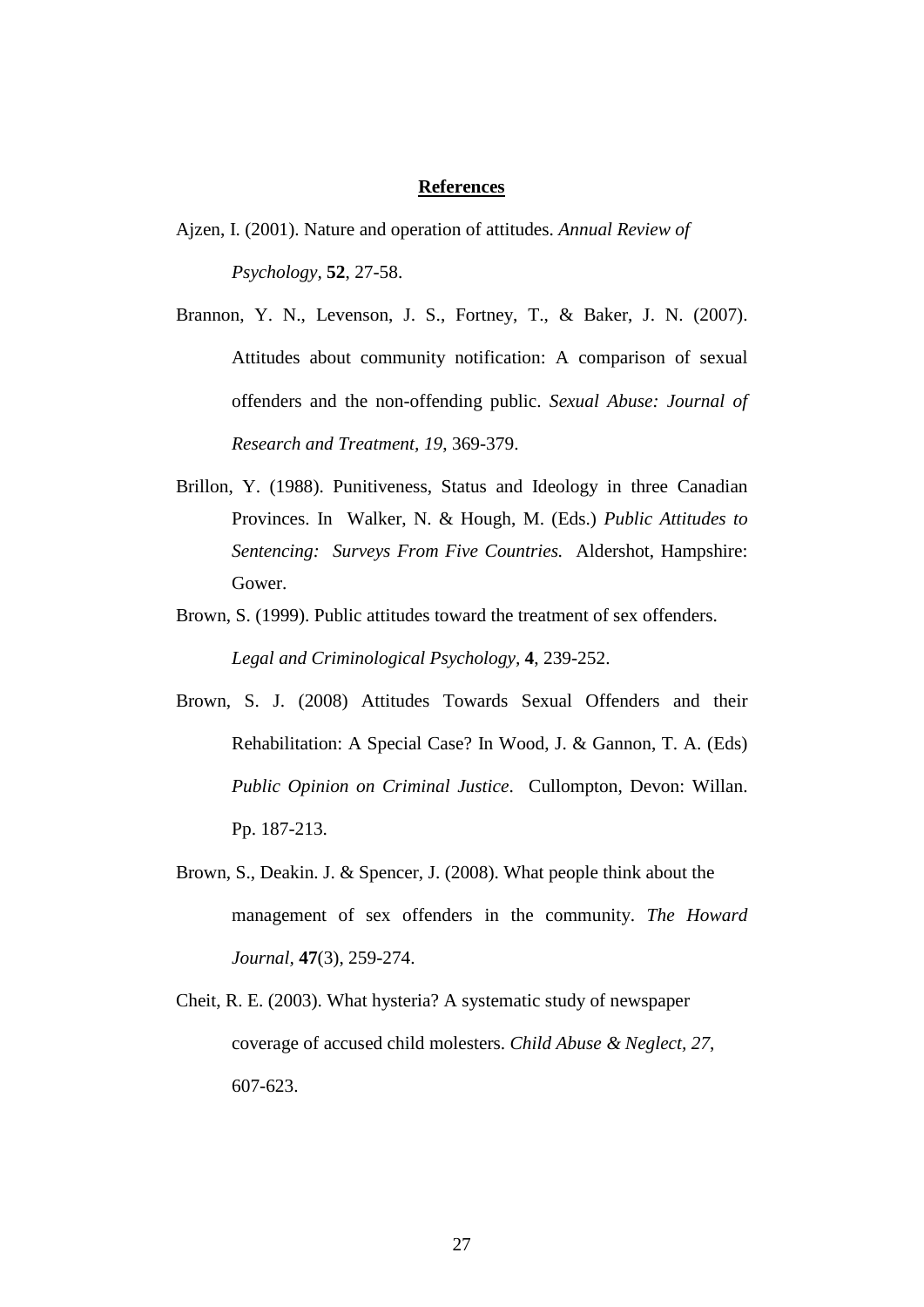## References

Ajzen, I. (2001). Nature and operation of attitudes. *Annual Review of Psychology,* **52**, 27-58.

Brannon, Y. N., Levenson, J. S., Fortney, T., & Baker, J. N. (2007). Attitudes about community notification: A comparison of sexual offenders and the non-offending public. *Sexual Abuse: Journal of Research and Treatment, 19*, 369-379.

Brillon, Y. (1988). Punitiveness, Status and Ideology in three Canadian Provinces. In Walker, N. & Hough, M. (Eds.) *Public Attitudes to Sentencing: Surveys From Five Countries.* Aldershot, Hampshire: Gower.

Brown, S. (1999). Public attitudes toward the treatment of sex offenders. *Legal and Criminological Psychology,* **4**, 239-252.

Brown, S. J. (2008) Attitudes Towards Sexual Offenders and their Rehabilitation: A Special Case? In Wood, J. & Gannon, T. A. (Eds) *Public Opinion on Criminal Justice*. Cullompton, Devon: Willan. Pp. 187-213.

Brown, S., Deakin. J. & Spencer, J. (2008). What people think about the management of sex offenders in the community. *The Howard Journal,* **47**(3), 259-274.

Cheit, R. E. (2003). What hysteria? A systematic study of newspaper coverage of accused child molesters. *Child Abuse & Neglect, 27,* 607-623.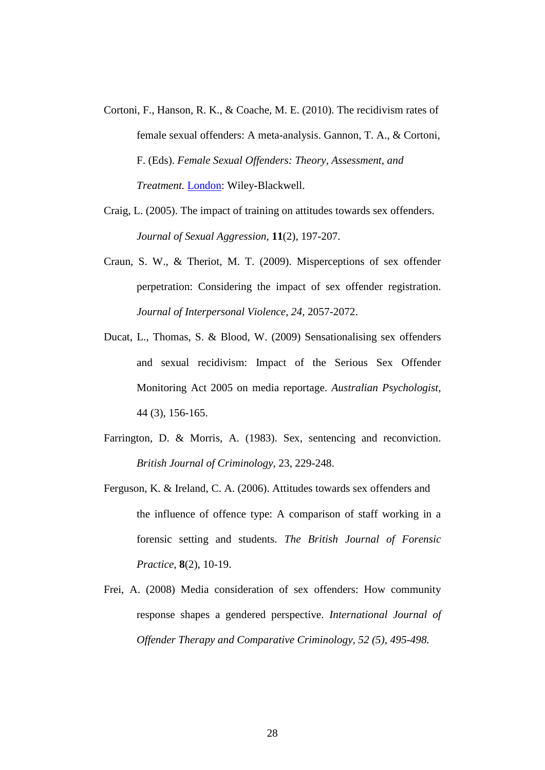Cortoni, F., Hanson, R. K., & Coache, M. E. (2010). The recidivism rates of female sexual offenders: A meta-analysis. Gannon, T. A., & Cortoni, F. (Eds). *Female Sexual Offenders: Theory, Assessment, and Treatment.* London: Wiley-Blackwell.

Craig, L. (2005). The impact of training on attitudes towards sex offenders. *Journal of Sexual Aggression*, **11**(2), 197-207.

Craun, S. W., & Theriot, M. T. (2009). Misperceptions of sex offender perpetration: Considering the impact of sex offender registration. *Journal of Interpersonal Violence, 24*, 2057-2072.

Ducat, L., Thomas, S. & Blood, W. (2009) Sensationalising sex offenders and sexual recidivism: Impact of the Serious Sex Offender Monitoring Act 2005 on media reportage. *Australian Psychologist*, 44 (3), 156-165.

Farrington, D. & Morris, A. (1983). Sex, sentencing and reconviction. *British Journal of Criminology*, 23, 229-248.

Ferguson, K. & Ireland, C. A. (2006). Attitudes towards sex offenders and the influence of offence type: A comparison of staff working in a forensic setting and students. *The British Journal of Forensic Practice*, **8**(2), 10-19.

Frei, A. (2008) Media consideration of sex offenders: How community response shapes a gendered perspective. *International Journal of Offender Therapy and Comparative Criminology, 52 (5), 495-498.*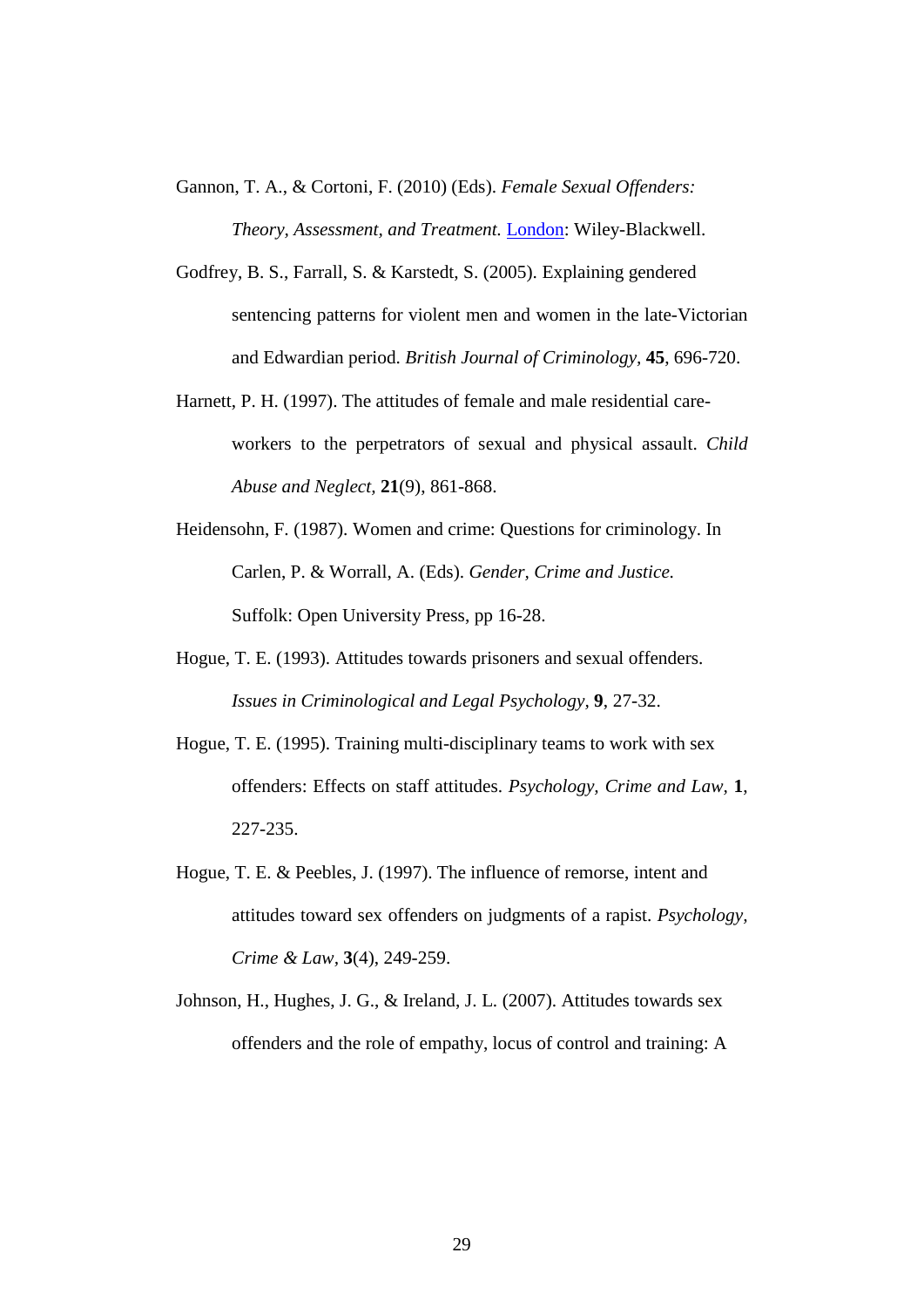Gannon, T. A., & Cortoni, F. (2010) (Eds). *Female Sexual Offenders: Theory, Assessment, and Treatment.* London: Wiley-Blackwell.

Godfrey, B. S., Farrall, S. & Karstedt, S. (2005). Explaining gendered sentencing patterns for violent men and women in the late-Victorian and Edwardian period. *British Journal of Criminology*, **45**, 696-720.

Harnett, P. H. (1997). The attitudes of female and male residential care-workers to the perpetrators of sexual and physical assault. *Child Abuse and Neglect*, **21**(9), 861-868.

Heidensohn, F. (1987). Women and crime: Questions for criminology. In Carlen, P. & Worrall, A. (Eds). *Gender, Crime and Justice.* Suffolk: Open University Press, pp 16-28.

Hogue, T. E. (1993). Attitudes towards prisoners and sexual offenders. *Issues in Criminological and Legal Psychology*, **9**, 27-32.

Hogue, T. E. (1995). Training multi-disciplinary teams to work with sex offenders: Effects on staff attitudes. *Psychology, Crime and Law,* **1**, 227-235.

Hogue, T. E. & Peebles, J. (1997). The influence of remorse, intent and attitudes toward sex offenders on judgments of a rapist. *Psychology, Crime & Law*, **3**(4), 249-259.

Johnson, H., Hughes, J. G., & Ireland, J. L. (2007). Attitudes towards sex offenders and the role of empathy, locus of control and training: A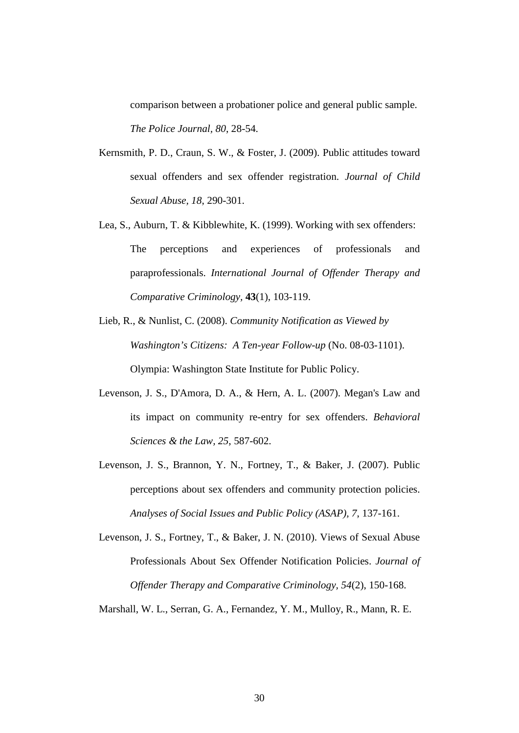comparison between a probationer police and general public sample. *The Police Journal*, *80*, 28-54.

Kernsmith, P. D., Craun, S. W., & Foster, J. (2009). Public attitudes toward sexual offenders and sex offender registration. *Journal of Child Sexual Abuse*, *18*, 290-301.

Lea, S., Auburn, T. & Kibblewhite, K. (1999). Working with sex offenders: The perceptions and experiences of professionals and paraprofessionals. *International Journal of Offender Therapy and Comparative Criminology*, **43**(1), 103-119.

Lieb, R., & Nunlist, C. (2008). *Community Notification as Viewed by Washington's Citizens: A Ten-year Follow-up* (No. 08-03-1101). Olympia: Washington State Institute for Public Policy.

Levenson, J. S., D'Amora, D. A., & Hern, A. L. (2007). Megan's Law and its impact on community re-entry for sex offenders. *Behavioral Sciences & the Law*, *25*, 587-602.

Levenson, J. S., Brannon, Y. N., Fortney, T., & Baker, J. (2007). Public perceptions about sex offenders and community protection policies. *Analyses of Social Issues and Public Policy (ASAP)*, *7*, 137-161.

Levenson, J. S., Fortney, T., & Baker, J. N. (2010). Views of Sexual Abuse Professionals About Sex Offender Notification Policies. *Journal of Offender Therapy and Comparative Criminology*, *54*(2), 150-168.

Marshall, W. L., Serran, G. A., Fernandez, Y. M., Mulloy, R., Mann, R. E.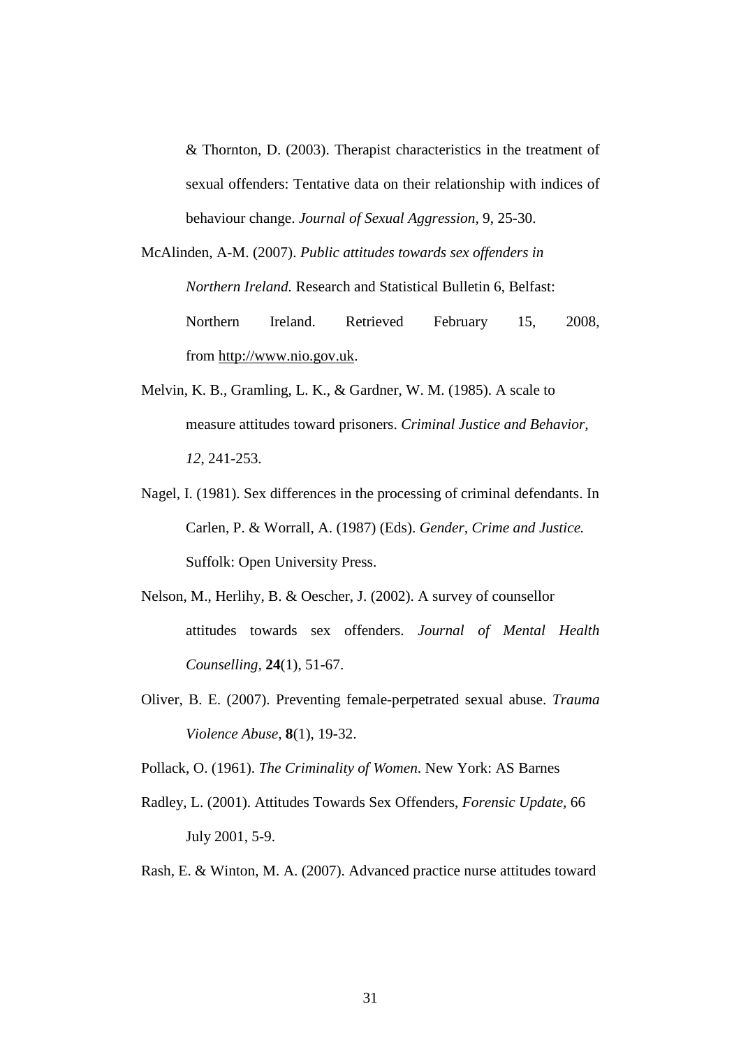& Thornton, D. (2003). Therapist characteristics in the treatment of sexual offenders: Tentative data on their relationship with indices of behaviour change. *Journal of Sexual Aggression,* 9, 25-30.

McAlinden, A-M. (2007). *Public attitudes towards sex offenders in Northern Ireland.* Research and Statistical Bulletin 6, Belfast: Northern Ireland. Retrieved February 15, 2008, from http://www.nio.gov.uk.

Melvin, K. B., Gramling, L. K., & Gardner, W. M. (1985). A scale to measure attitudes toward prisoners. *Criminal Justice and Behavior, 12*, 241-253.

Nagel, I. (1981). Sex differences in the processing of criminal defendants. In Carlen, P. & Worrall, A. (1987) (Eds). *Gender, Crime and Justice.* Suffolk: Open University Press.

Nelson, M., Herlihy, B. & Oescher, J. (2002). A survey of counsellor attitudes towards sex offenders. *Journal of Mental Health Counselling,* **24**(1), 51-67.

Oliver, B. E. (2007). Preventing female-perpetrated sexual abuse. *Trauma Violence Abuse,* **8**(1), 19-32.

Pollack, O. (1961). *The Criminality of Women*. New York: AS Barnes

Radley, L. (2001). Attitudes Towards Sex Offenders, *Forensic Update*, 66 July 2001, 5-9.

Rash, E. & Winton, M. A. (2007). Advanced practice nurse attitudes toward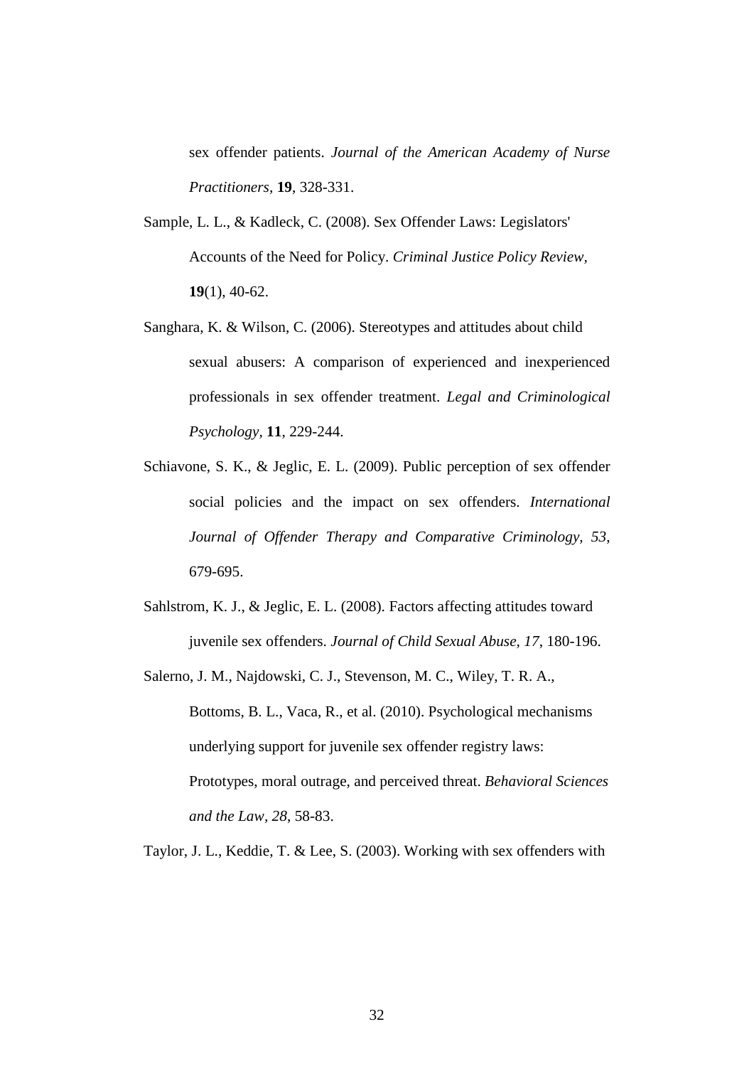sex offender patients. *Journal of the American Academy of Nurse Practitioners*, **19**, 328-331.

Sample, L. L., & Kadleck, C. (2008). Sex Offender Laws: Legislators' Accounts of the Need for Policy. *Criminal Justice Policy Review*, **19**(1), 40-62.

Sanghara, K. & Wilson, C. (2006). Stereotypes and attitudes about child sexual abusers: A comparison of experienced and inexperienced professionals in sex offender treatment. *Legal and Criminological Psychology*, **11**, 229-244.

Schiavone, S. K., & Jeglic, E. L. (2009). Public perception of sex offender social policies and the impact on sex offenders. *International Journal of Offender Therapy and Comparative Criminology, 53*, 679-695.

Sahlstrom, K. J., & Jeglic, E. L. (2008). Factors affecting attitudes toward juvenile sex offenders. *Journal of Child Sexual Abuse, 17*, 180-196.

Salerno, J. M., Najdowski, C. J., Stevenson, M. C., Wiley, T. R. A., Bottoms, B. L., Vaca, R., et al. (2010). Psychological mechanisms underlying support for juvenile sex offender registry laws: Prototypes, moral outrage, and perceived threat. *Behavioral Sciences and the Law, 28*, 58-83.

Taylor, J. L., Keddie, T. & Lee, S. (2003). Working with sex offenders with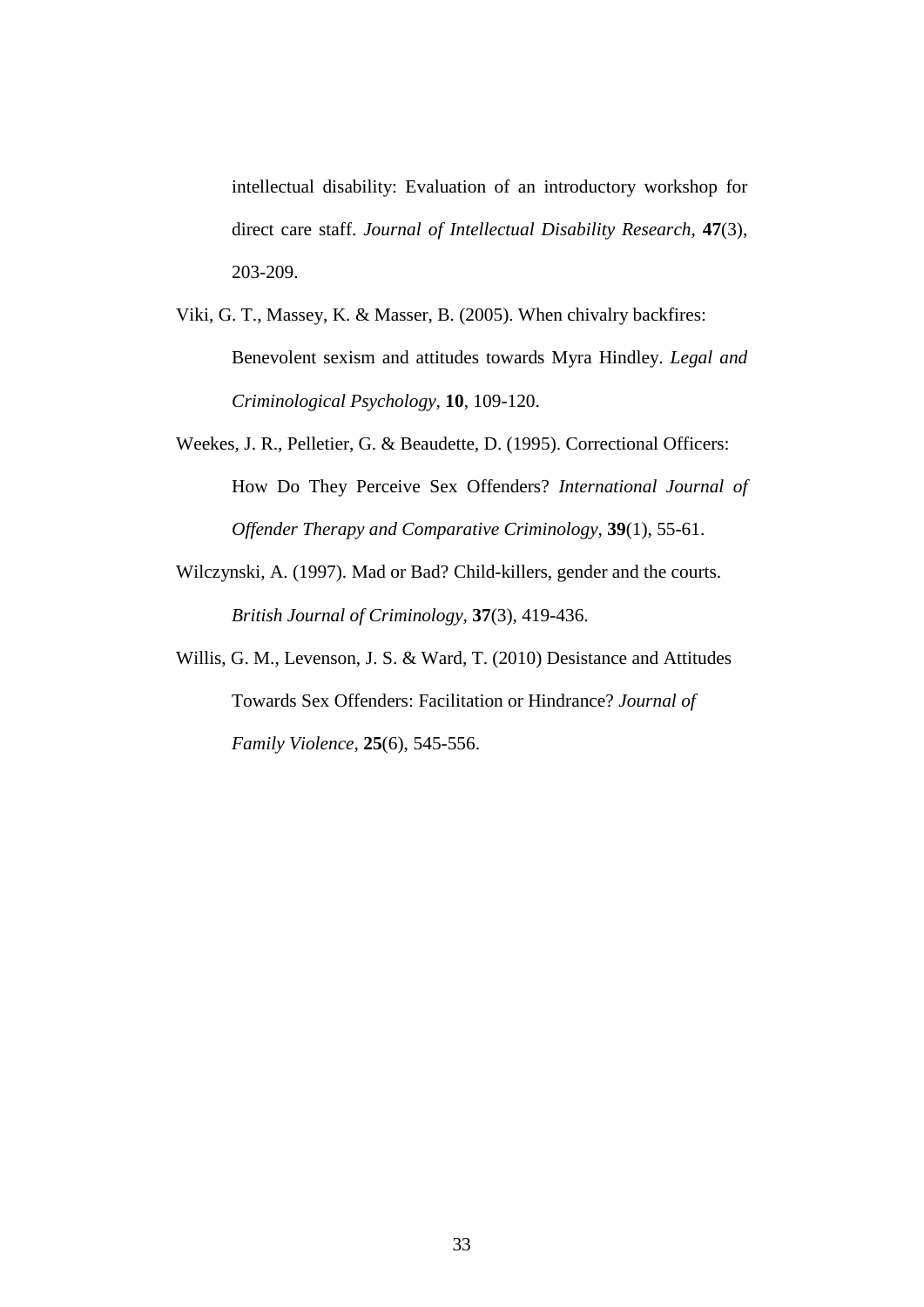intellectual disability: Evaluation of an introductory workshop for direct care staff. *Journal of Intellectual Disability Research*, **47**(3), 203-209.

Viki, G. T., Massey, K. & Masser, B. (2005). When chivalry backfires: Benevolent sexism and attitudes towards Myra Hindley. *Legal and Criminological Psychology*, **10**, 109-120.

Weekes, J. R., Pelletier, G. & Beaudette, D. (1995). Correctional Officers: How Do They Perceive Sex Offenders? *International Journal of Offender Therapy and Comparative Criminology*, **39**(1), 55-61.

Wilczynski, A. (1997). Mad or Bad? Child-killers, gender and the courts. *British Journal of Criminology*, **37**(3), 419-436.

Willis, G. M., Levenson, J. S. & Ward, T. (2010) Desistance and Attitudes Towards Sex Offenders: Facilitation or Hindrance? *Journal of Family Violence*, **25**(6), 545-556.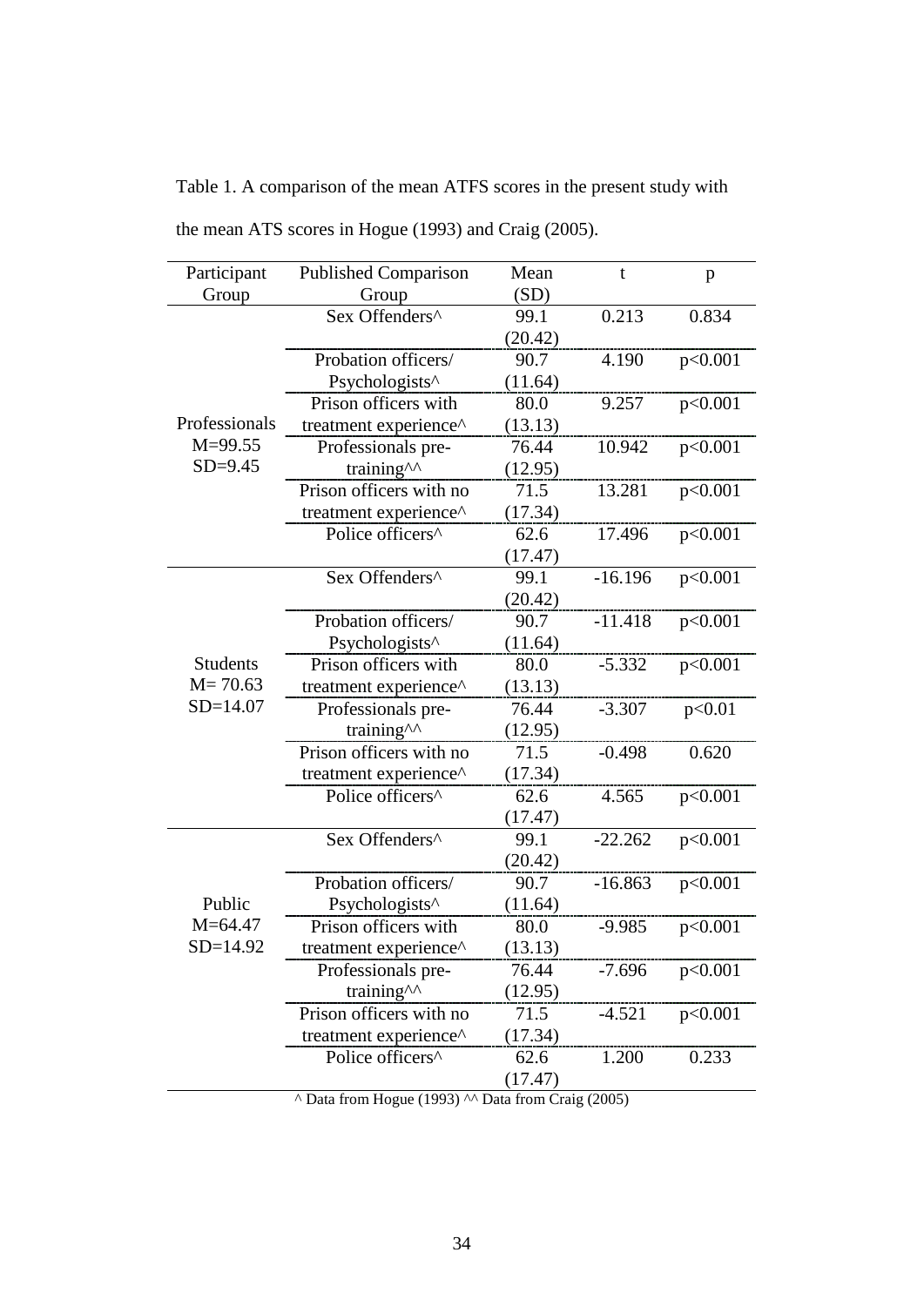Table 1. A comparison of the mean ATFS scores in the present study with the mean ATS scores in Hogue (1993) and Craig (2005).

| Participant Group | Published Comparison Group | Mean (SD) | t | p |
|---|---|---|---|---|
| Professionals M=99.55 SD=9.45 | Sex Offenders^ | 99.1 (20.42) | 0.213 | 0.834 |
| | Probation officers/ Psychologists^ | 90.7 (11.64) | 4.190 | p<0.001 |
| | Prison officers with treatment experience^ | 80.0 (13.13) | 9.257 | p<0.001 |
| | Professionals pre-training^^ | 76.44 (12.95) | 10.942 | p<0.001 |
| | Prison officers with no treatment experience^ | 71.5 (17.34) | 13.281 | p<0.001 |
| | Police officers^ | 62.6 (17.47) | 17.496 | p<0.001 |
| Students M= 70.63 SD=14.07 | Sex Offenders^ | 99.1 (20.42) | -16.196 | p<0.001 |
| | Probation officers/ Psychologists^ | 90.7 (11.64) | -11.418 | p<0.001 |
| | Prison officers with treatment experience^ | 80.0 (13.13) | -5.332 | p<0.001 |
| | Professionals pre-training^^ | 76.44 (12.95) | -3.307 | p<0.01 |
| | Prison officers with no treatment experience^ | 71.5 (17.34) | -0.498 | 0.620 |
| | Police officers^ | 62.6 (17.47) | 4.565 | p<0.001 |
| Public M=64.47 SD=14.92 | Sex Offenders^ | 99.1 (20.42) | -22.262 | p<0.001 |
| | Probation officers/ Psychologists^ | 90.7 (11.64) | -16.863 | p<0.001 |
| | Prison officers with treatment experience^ | 80.0 (13.13) | -9.985 | p<0.001 |
| | Professionals pre-training^^ | 76.44 (12.95) | -7.696 | p<0.001 |
| | Prison officers with no treatment experience^ | 71.5 (17.34) | -4.521 | p<0.001 |
| | Police officers^ | 62.6 (17.47) | 1.200 | 0.233 |

^ Data from Hogue (1993) ^^ Data from Craig (2005)